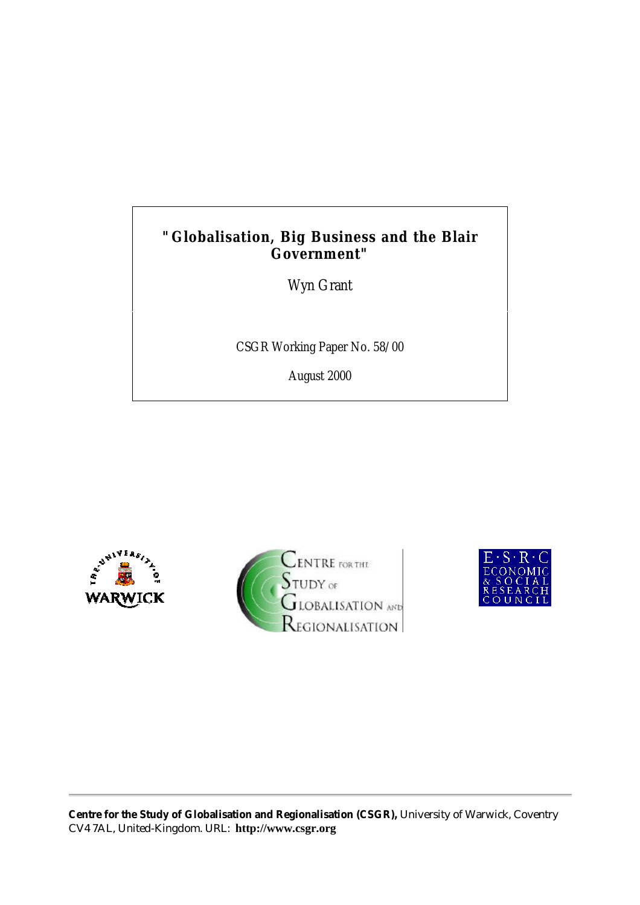# "Globalisation, Big Business and the Blair Government"

Wyn Grant

CSGR Working Paper No. 58/00

August 2000

**Centre for the Study of Globalisation and Regionalisation (CSGR),** University of Warwick, Coventry CV4 7AL, United-Kingdom. URL: **http://www.csgr.org**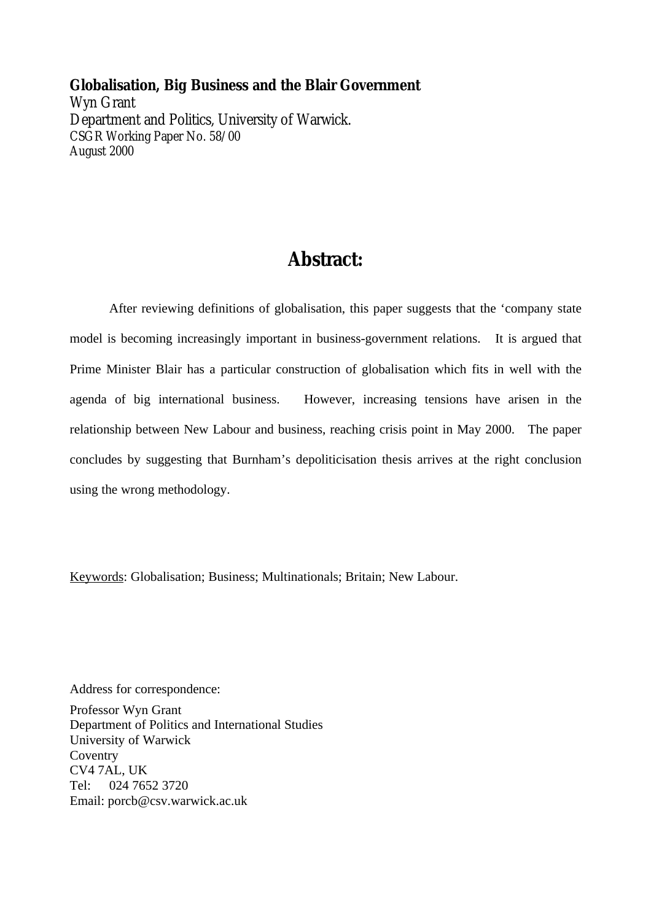**Globalisation, Big Business and the Blair Government**
Wyn Grant
Department and Politics, University of Warwick.
CSGR Working Paper No. 58/00
August 2000

## Abstract:

After reviewing definitions of globalisation, this paper suggests that the 'company state model is becoming increasingly important in business-government relations. It is argued that Prime Minister Blair has a particular construction of globalisation which fits in well with the agenda of big international business. However, increasing tensions have arisen in the relationship between New Labour and business, reaching crisis point in May 2000. The paper concludes by suggesting that Burnham's depoliticisation thesis arrives at the right conclusion using the wrong methodology.

Keywords: Globalisation; Business; Multinationals; Britain; New Labour.

Address for correspondence:

Professor Wyn Grant
Department of Politics and International Studies
University of Warwick
Coventry
CV4 7AL, UK
Tel: 024 7652 3720
Email: porcb@csv.warwick.ac.uk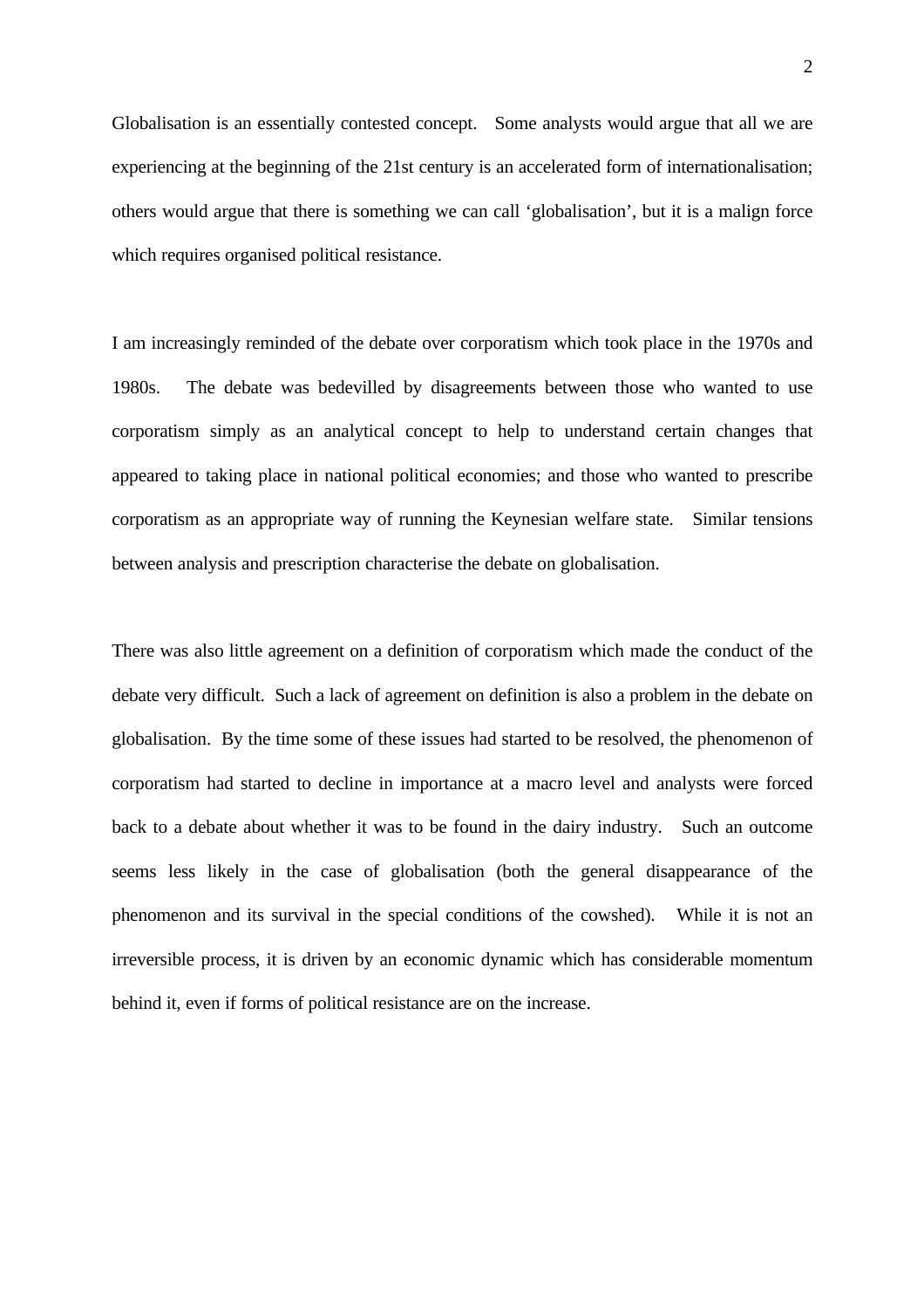Globalisation is an essentially contested concept. Some analysts would argue that all we are experiencing at the beginning of the 21st century is an accelerated form of internationalisation; others would argue that there is something we can call 'globalisation', but it is a malign force which requires organised political resistance.

I am increasingly reminded of the debate over corporatism which took place in the 1970s and 1980s. The debate was bedevilled by disagreements between those who wanted to use corporatism simply as an analytical concept to help to understand certain changes that appeared to taking place in national political economies; and those who wanted to prescribe corporatism as an appropriate way of running the Keynesian welfare state. Similar tensions between analysis and prescription characterise the debate on globalisation.

There was also little agreement on a definition of corporatism which made the conduct of the debate very difficult. Such a lack of agreement on definition is also a problem in the debate on globalisation. By the time some of these issues had started to be resolved, the phenomenon of corporatism had started to decline in importance at a macro level and analysts were forced back to a debate about whether it was to be found in the dairy industry. Such an outcome seems less likely in the case of globalisation (both the general disappearance of the phenomenon and its survival in the special conditions of the cowshed). While it is not an irreversible process, it is driven by an economic dynamic which has considerable momentum behind it, even if forms of political resistance are on the increase.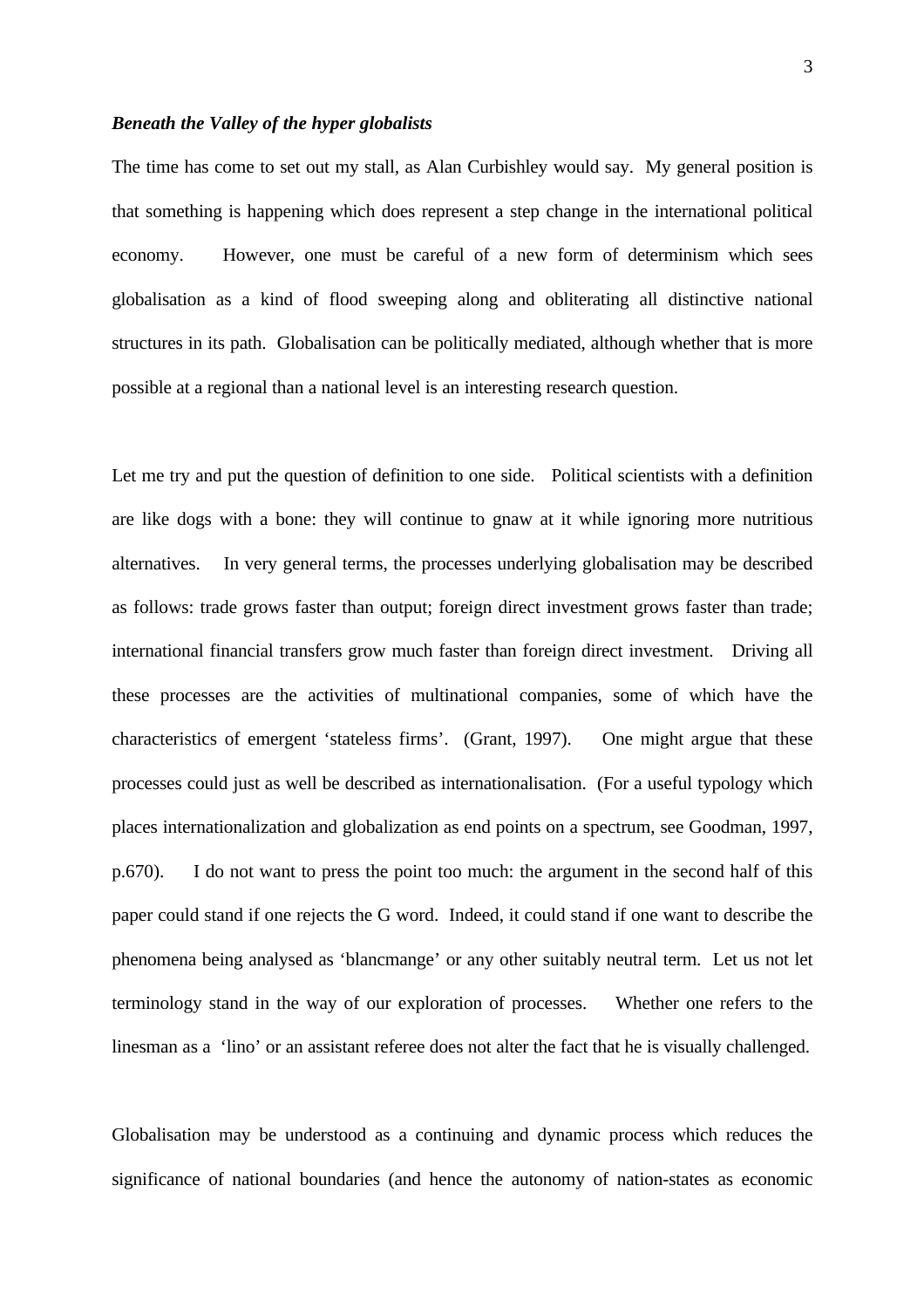### *Beneath the Valley of the hyper globalists*

The time has come to set out my stall, as Alan Curbishley would say. My general position is that something is happening which does represent a step change in the international political economy. However, one must be careful of a new form of determinism which sees globalisation as a kind of flood sweeping along and obliterating all distinctive national structures in its path. Globalisation can be politically mediated, although whether that is more possible at a regional than a national level is an interesting research question.

Let me try and put the question of definition to one side. Political scientists with a definition are like dogs with a bone: they will continue to gnaw at it while ignoring more nutritious alternatives. In very general terms, the processes underlying globalisation may be described as follows: trade grows faster than output; foreign direct investment grows faster than trade; international financial transfers grow much faster than foreign direct investment. Driving all these processes are the activities of multinational companies, some of which have the characteristics of emergent 'stateless firms'. (Grant, 1997). One might argue that these processes could just as well be described as internationalisation. (For a useful typology which places internationalization and globalization as end points on a spectrum, see Goodman, 1997, p.670). I do not want to press the point too much: the argument in the second half of this paper could stand if one rejects the G word. Indeed, it could stand if one want to describe the phenomena being analysed as 'blancmange' or any other suitably neutral term. Let us not let terminology stand in the way of our exploration of processes. Whether one refers to the linesman as a 'lino' or an assistant referee does not alter the fact that he is visually challenged.

Globalisation may be understood as a continuing and dynamic process which reduces the significance of national boundaries (and hence the autonomy of nation-states as economic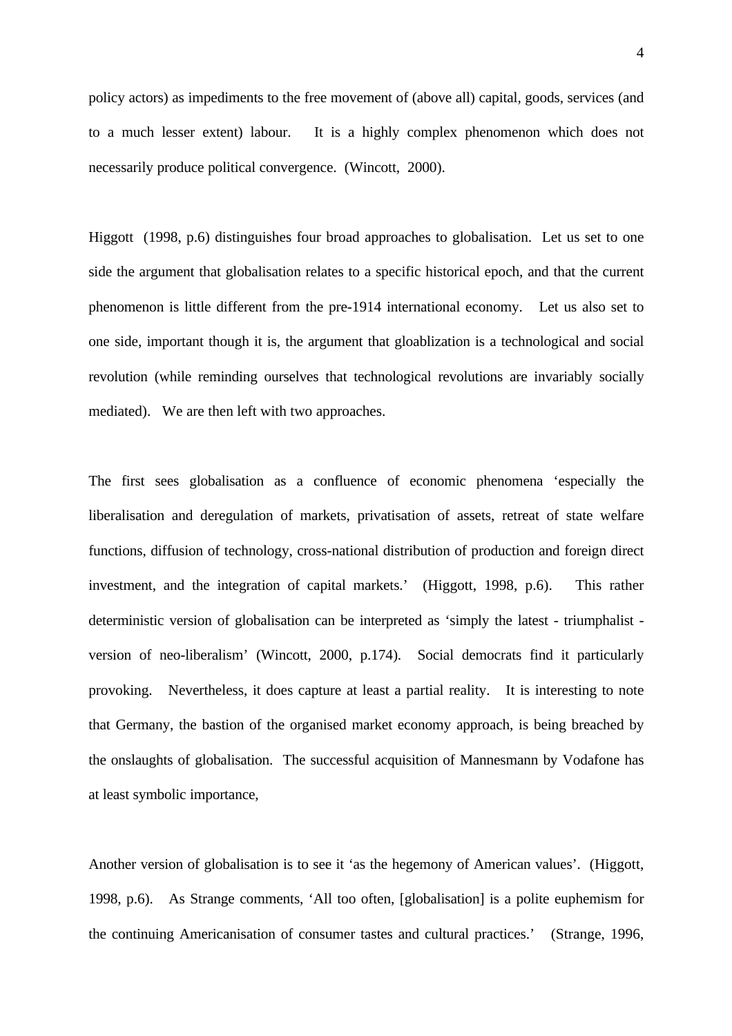policy actors) as impediments to the free movement of (above all) capital, goods, services (and to a much lesser extent) labour. It is a highly complex phenomenon which does not necessarily produce political convergence. (Wincott, 2000).

Higgott (1998, p.6) distinguishes four broad approaches to globalisation. Let us set to one side the argument that globalisation relates to a specific historical epoch, and that the current phenomenon is little different from the pre-1914 international economy. Let us also set to one side, important though it is, the argument that gloablization is a technological and social revolution (while reminding ourselves that technological revolutions are invariably socially mediated). We are then left with two approaches.

The first sees globalisation as a confluence of economic phenomena 'especially the liberalisation and deregulation of markets, privatisation of assets, retreat of state welfare functions, diffusion of technology, cross-national distribution of production and foreign direct investment, and the integration of capital markets.' (Higgott, 1998, p.6). This rather deterministic version of globalisation can be interpreted as 'simply the latest - triumphalist - version of neo-liberalism' (Wincott, 2000, p.174). Social democrats find it particularly provoking. Nevertheless, it does capture at least a partial reality. It is interesting to note that Germany, the bastion of the organised market economy approach, is being breached by the onslaughts of globalisation. The successful acquisition of Mannesmann by Vodafone has at least symbolic importance,

Another version of globalisation is to see it 'as the hegemony of American values'. (Higgott, 1998, p.6). As Strange comments, 'All too often, [globalisation] is a polite euphemism for the continuing Americanisation of consumer tastes and cultural practices.' (Strange, 1996,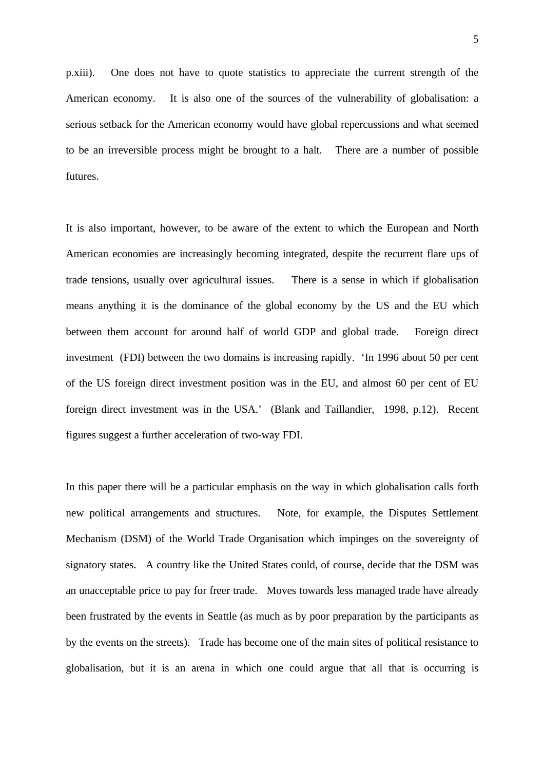p.xiii). One does not have to quote statistics to appreciate the current strength of the American economy. It is also one of the sources of the vulnerability of globalisation: a serious setback for the American economy would have global repercussions and what seemed to be an irreversible process might be brought to a halt. There are a number of possible futures.

It is also important, however, to be aware of the extent to which the European and North American economies are increasingly becoming integrated, despite the recurrent flare ups of trade tensions, usually over agricultural issues. There is a sense in which if globalisation means anything it is the dominance of the global economy by the US and the EU which between them account for around half of world GDP and global trade. Foreign direct investment (FDI) between the two domains is increasing rapidly. 'In 1996 about 50 per cent of the US foreign direct investment position was in the EU, and almost 60 per cent of EU foreign direct investment was in the USA.' (Blank and Taillandier, 1998, p.12). Recent figures suggest a further acceleration of two-way FDI.

In this paper there will be a particular emphasis on the way in which globalisation calls forth new political arrangements and structures. Note, for example, the Disputes Settlement Mechanism (DSM) of the World Trade Organisation which impinges on the sovereignty of signatory states. A country like the United States could, of course, decide that the DSM was an unacceptable price to pay for freer trade. Moves towards less managed trade have already been frustrated by the events in Seattle (as much as by poor preparation by the participants as by the events on the streets). Trade has become one of the main sites of political resistance to globalisation, but it is an arena in which one could argue that all that is occurring is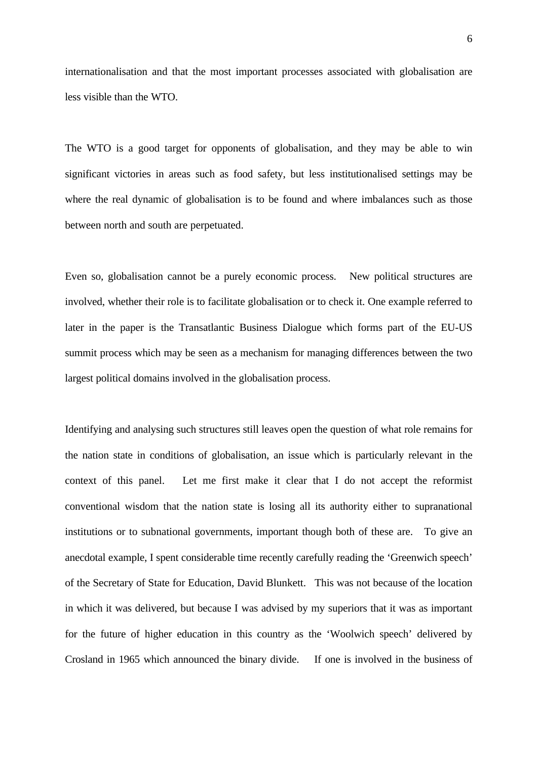internationalisation and that the most important processes associated with globalisation are less visible than the WTO.

The WTO is a good target for opponents of globalisation, and they may be able to win significant victories in areas such as food safety, but less institutionalised settings may be where the real dynamic of globalisation is to be found and where imbalances such as those between north and south are perpetuated.

Even so, globalisation cannot be a purely economic process. New political structures are involved, whether their role is to facilitate globalisation or to check it. One example referred to later in the paper is the Transatlantic Business Dialogue which forms part of the EU-US summit process which may be seen as a mechanism for managing differences between the two largest political domains involved in the globalisation process.

Identifying and analysing such structures still leaves open the question of what role remains for the nation state in conditions of globalisation, an issue which is particularly relevant in the context of this panel. Let me first make it clear that I do not accept the reformist conventional wisdom that the nation state is losing all its authority either to supranational institutions or to subnational governments, important though both of these are. To give an anecdotal example, I spent considerable time recently carefully reading the 'Greenwich speech' of the Secretary of State for Education, David Blunkett. This was not because of the location in which it was delivered, but because I was advised by my superiors that it was as important for the future of higher education in this country as the 'Woolwich speech' delivered by Crosland in 1965 which announced the binary divide. If one is involved in the business of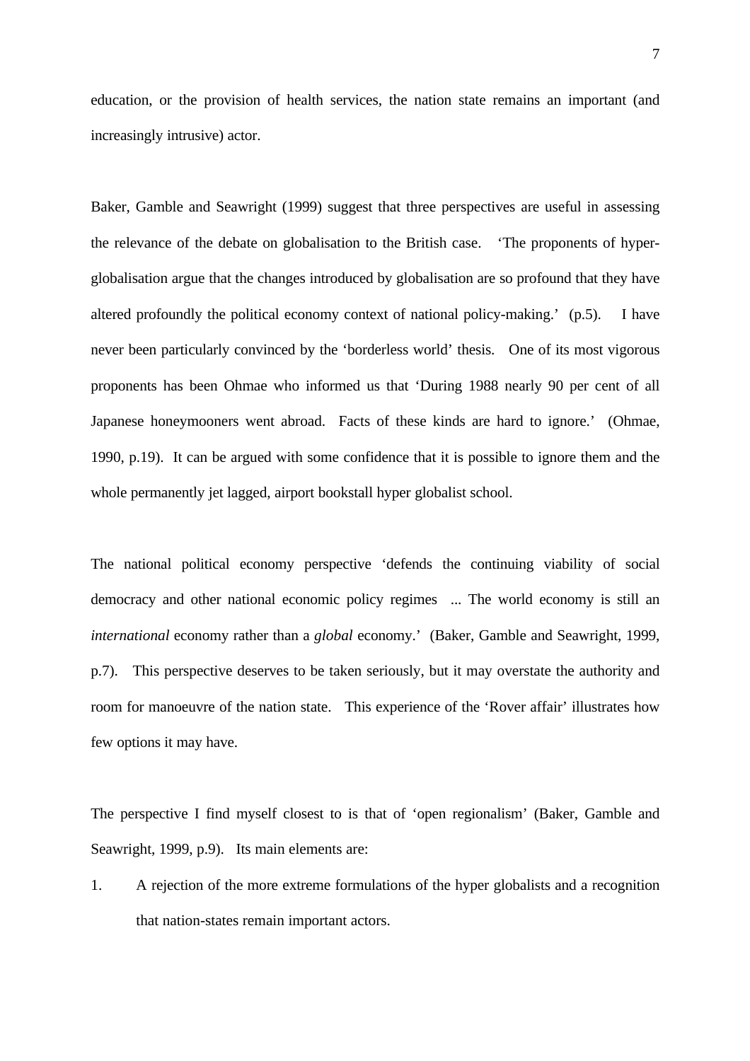education, or the provision of health services, the nation state remains an important (and increasingly intrusive) actor.

Baker, Gamble and Seawright (1999) suggest that three perspectives are useful in assessing the relevance of the debate on globalisation to the British case. 'The proponents of hyper-globalisation argue that the changes introduced by globalisation are so profound that they have altered profoundly the political economy context of national policy-making.' (p.5). I have never been particularly convinced by the 'borderless world' thesis. One of its most vigorous proponents has been Ohmae who informed us that 'During 1988 nearly 90 per cent of all Japanese honeymooners went abroad. Facts of these kinds are hard to ignore.' (Ohmae, 1990, p.19). It can be argued with some confidence that it is possible to ignore them and the whole permanently jet lagged, airport bookstall hyper globalist school.

The national political economy perspective 'defends the continuing viability of social democracy and other national economic policy regimes ... The world economy is still an *international* economy rather than a *global* economy.' (Baker, Gamble and Seawright, 1999, p.7). This perspective deserves to be taken seriously, but it may overstate the authority and room for manoeuvre of the nation state. This experience of the 'Rover affair' illustrates how few options it may have.

The perspective I find myself closest to is that of 'open regionalism' (Baker, Gamble and Seawright, 1999, p.9). Its main elements are:

1. A rejection of the more extreme formulations of the hyper globalists and a recognition that nation-states remain important actors.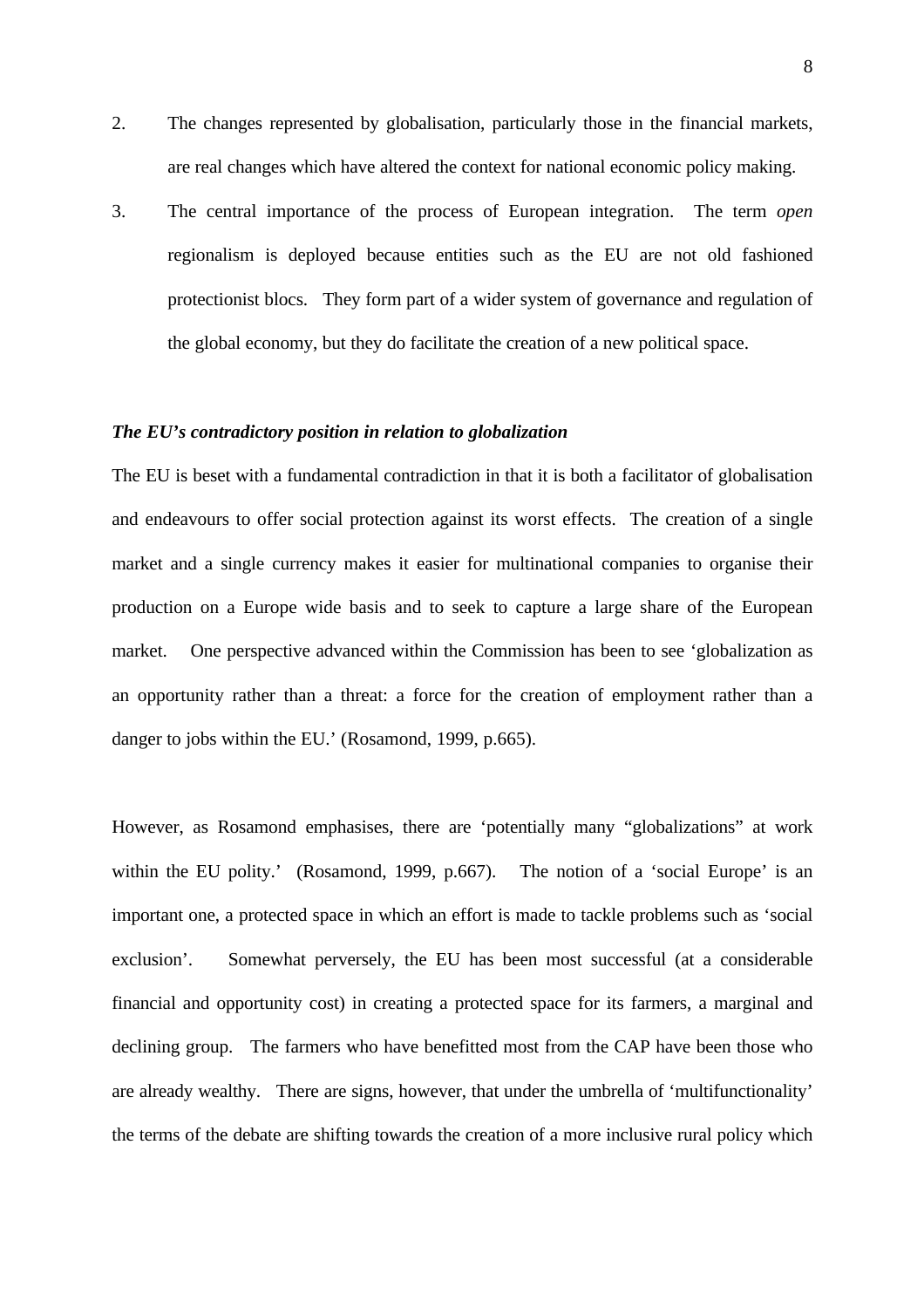2. The changes represented by globalisation, particularly those in the financial markets, are real changes which have altered the context for national economic policy making.
3. The central importance of the process of European integration. The term *open* regionalism is deployed because entities such as the EU are not old fashioned protectionist blocs. They form part of a wider system of governance and regulation of the global economy, but they do facilitate the creation of a new political space.

***The EU's contradictory position in relation to globalization***

The EU is beset with a fundamental contradiction in that it is both a facilitator of globalisation and endeavours to offer social protection against its worst effects. The creation of a single market and a single currency makes it easier for multinational companies to organise their production on a Europe wide basis and to seek to capture a large share of the European market. One perspective advanced within the Commission has been to see 'globalization as an opportunity rather than a threat: a force for the creation of employment rather than a danger to jobs within the EU.' (Rosamond, 1999, p.665).

However, as Rosamond emphasises, there are 'potentially many "globalizations" at work within the EU polity.' (Rosamond, 1999, p.667). The notion of a 'social Europe' is an important one, a protected space in which an effort is made to tackle problems such as 'social exclusion'. Somewhat perversely, the EU has been most successful (at a considerable financial and opportunity cost) in creating a protected space for its farmers, a marginal and declining group. The farmers who have benefitted most from the CAP have been those who are already wealthy. There are signs, however, that under the umbrella of 'multifunctionality' the terms of the debate are shifting towards the creation of a more inclusive rural policy which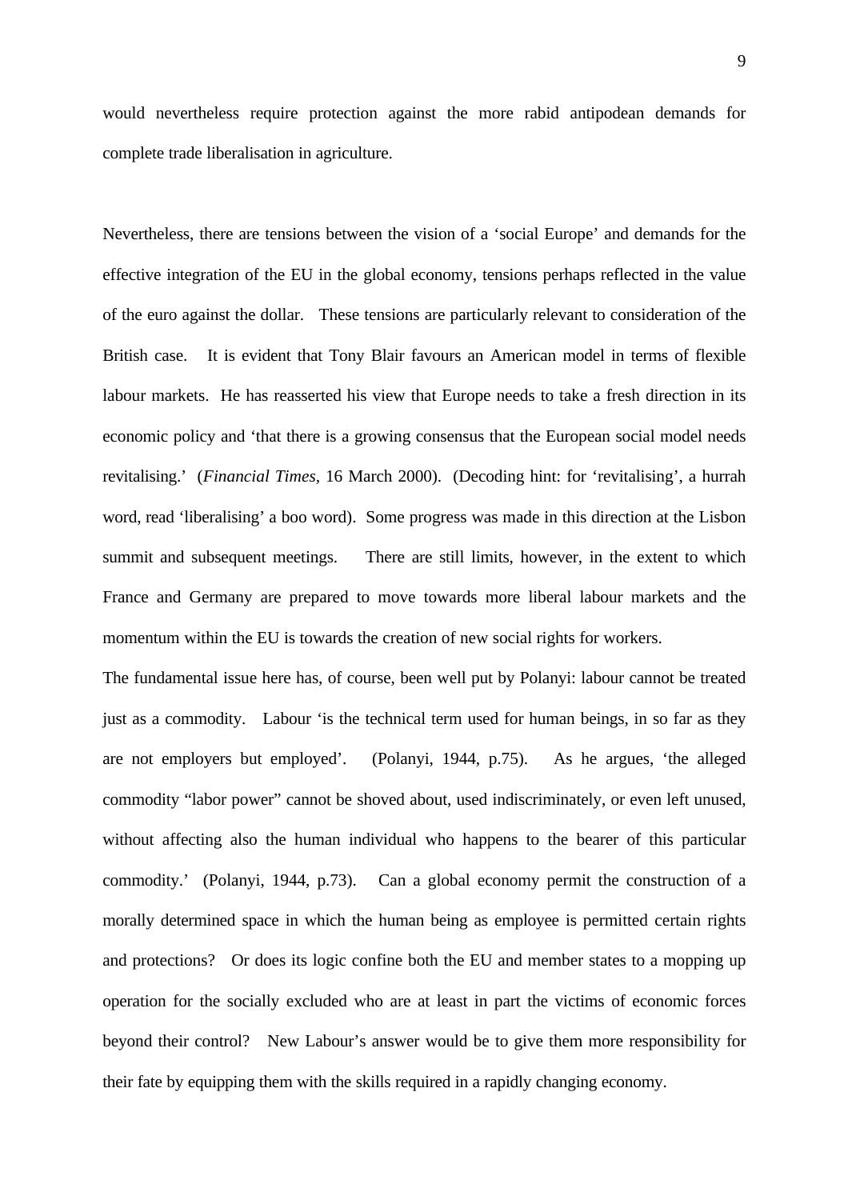would nevertheless require protection against the more rabid antipodean demands for complete trade liberalisation in agriculture.

Nevertheless, there are tensions between the vision of a 'social Europe' and demands for the effective integration of the EU in the global economy, tensions perhaps reflected in the value of the euro against the dollar. These tensions are particularly relevant to consideration of the British case. It is evident that Tony Blair favours an American model in terms of flexible labour markets. He has reasserted his view that Europe needs to take a fresh direction in its economic policy and 'that there is a growing consensus that the European social model needs revitalising.' (*Financial Times*, 16 March 2000). (Decoding hint: for 'revitalising', a hurrah word, read 'liberalising' a boo word). Some progress was made in this direction at the Lisbon summit and subsequent meetings. There are still limits, however, in the extent to which France and Germany are prepared to move towards more liberal labour markets and the momentum within the EU is towards the creation of new social rights for workers.

The fundamental issue here has, of course, been well put by Polanyi: labour cannot be treated just as a commodity. Labour 'is the technical term used for human beings, in so far as they are not employers but employed'. (Polanyi, 1944, p.75). As he argues, 'the alleged commodity "labor power" cannot be shoved about, used indiscriminately, or even left unused, without affecting also the human individual who happens to the bearer of this particular commodity.' (Polanyi, 1944, p.73). Can a global economy permit the construction of a morally determined space in which the human being as employee is permitted certain rights and protections? Or does its logic confine both the EU and member states to a mopping up operation for the socially excluded who are at least in part the victims of economic forces beyond their control? New Labour's answer would be to give them more responsibility for their fate by equipping them with the skills required in a rapidly changing economy.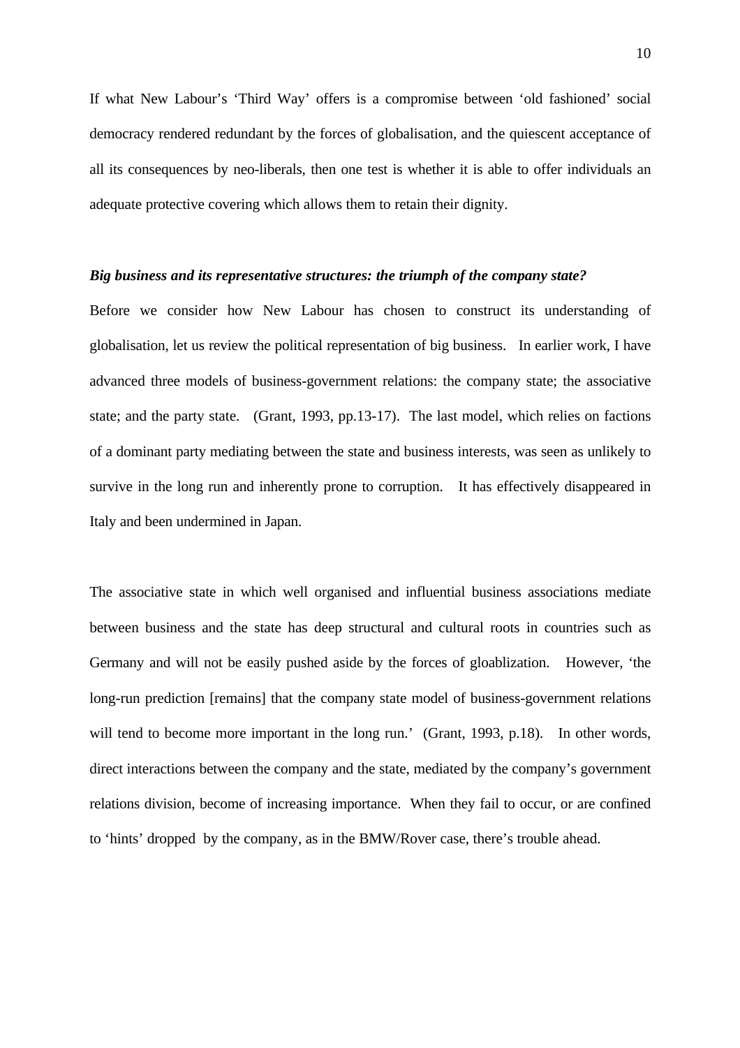If what New Labour's 'Third Way' offers is a compromise between 'old fashioned' social democracy rendered redundant by the forces of globalisation, and the quiescent acceptance of all its consequences by neo-liberals, then one test is whether it is able to offer individuals an adequate protective covering which allows them to retain their dignity.

***Big business and its representative structures: the triumph of the company state?***

Before we consider how New Labour has chosen to construct its understanding of globalisation, let us review the political representation of big business. In earlier work, I have advanced three models of business-government relations: the company state; the associative state; and the party state. (Grant, 1993, pp.13-17). The last model, which relies on factions of a dominant party mediating between the state and business interests, was seen as unlikely to survive in the long run and inherently prone to corruption. It has effectively disappeared in Italy and been undermined in Japan.

The associative state in which well organised and influential business associations mediate between business and the state has deep structural and cultural roots in countries such as Germany and will not be easily pushed aside by the forces of gloablization. However, 'the long-run prediction [remains] that the company state model of business-government relations will tend to become more important in the long run.' (Grant, 1993, p.18). In other words, direct interactions between the company and the state, mediated by the company's government relations division, become of increasing importance. When they fail to occur, or are confined to 'hints' dropped by the company, as in the BMW/Rover case, there's trouble ahead.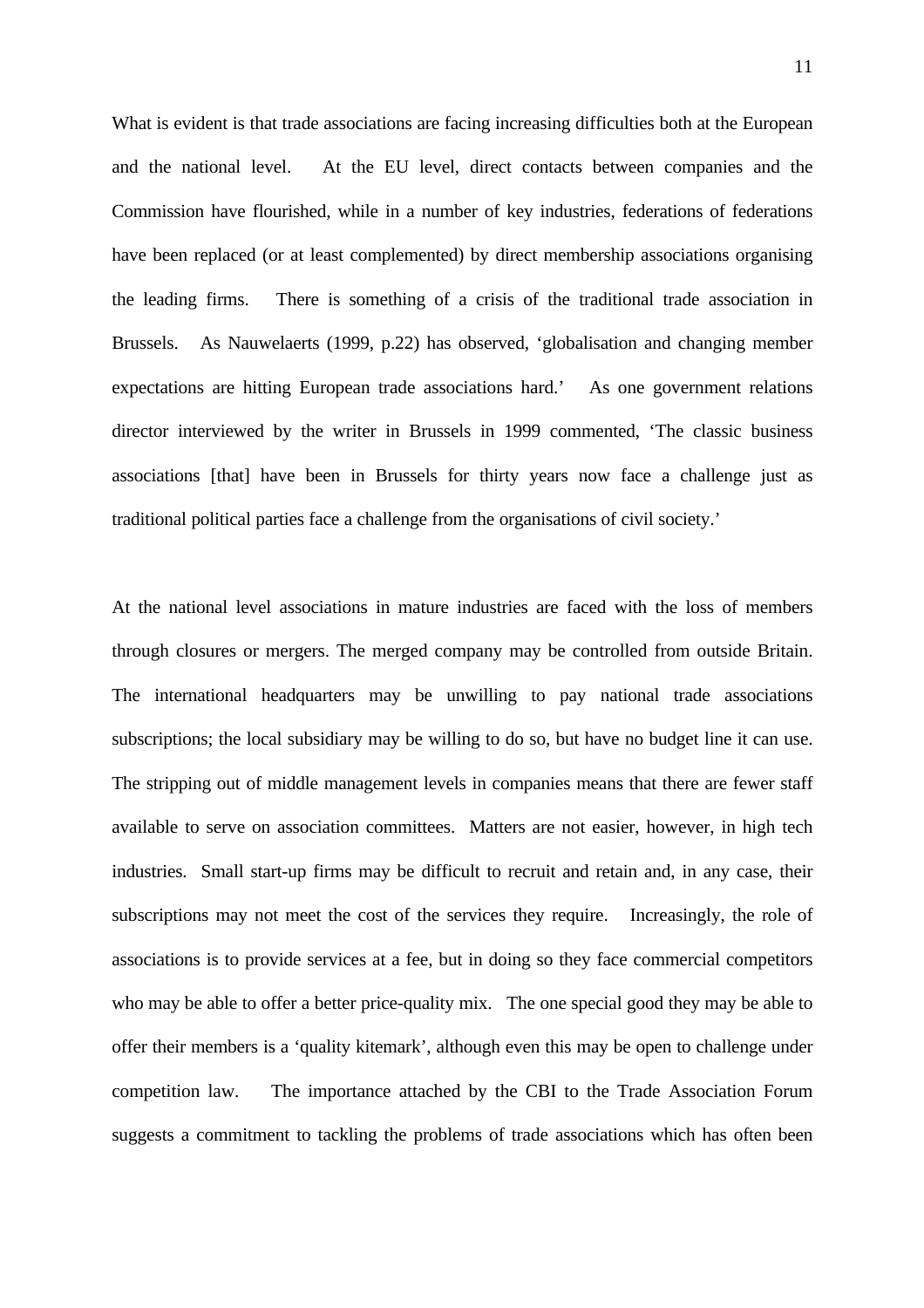What is evident is that trade associations are facing increasing difficulties both at the European and the national level. At the EU level, direct contacts between companies and the Commission have flourished, while in a number of key industries, federations of federations have been replaced (or at least complemented) by direct membership associations organising the leading firms. There is something of a crisis of the traditional trade association in Brussels. As Nauwelaerts (1999, p.22) has observed, 'globalisation and changing member expectations are hitting European trade associations hard.' As one government relations director interviewed by the writer in Brussels in 1999 commented, 'The classic business associations [that] have been in Brussels for thirty years now face a challenge just as traditional political parties face a challenge from the organisations of civil society.'

At the national level associations in mature industries are faced with the loss of members through closures or mergers. The merged company may be controlled from outside Britain. The international headquarters may be unwilling to pay national trade associations subscriptions; the local subsidiary may be willing to do so, but have no budget line it can use. The stripping out of middle management levels in companies means that there are fewer staff available to serve on association committees. Matters are not easier, however, in high tech industries. Small start-up firms may be difficult to recruit and retain and, in any case, their subscriptions may not meet the cost of the services they require. Increasingly, the role of associations is to provide services at a fee, but in doing so they face commercial competitors who may be able to offer a better price-quality mix. The one special good they may be able to offer their members is a 'quality kitemark', although even this may be open to challenge under competition law. The importance attached by the CBI to the Trade Association Forum suggests a commitment to tackling the problems of trade associations which has often been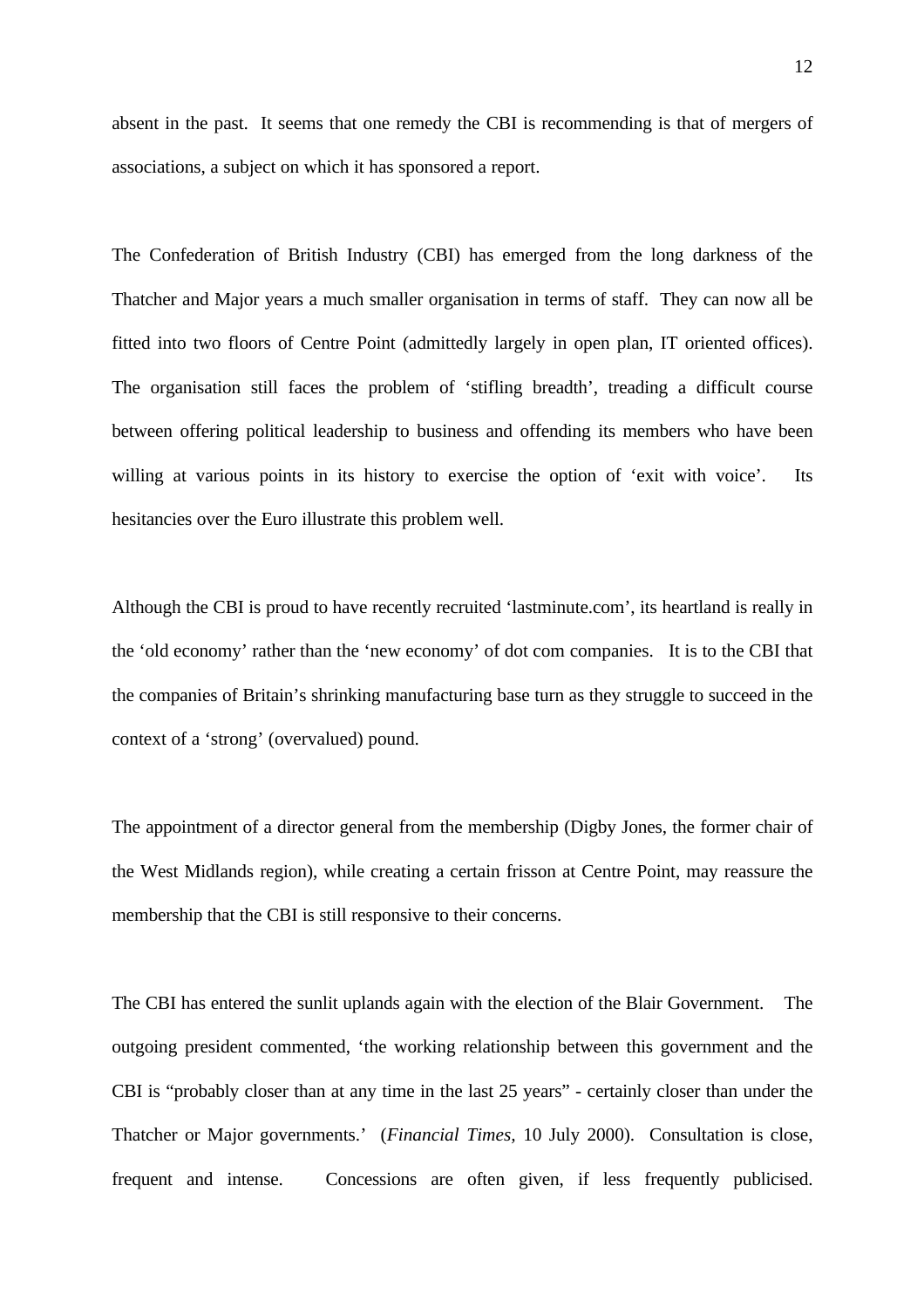absent in the past. It seems that one remedy the CBI is recommending is that of mergers of associations, a subject on which it has sponsored a report.

The Confederation of British Industry (CBI) has emerged from the long darkness of the Thatcher and Major years a much smaller organisation in terms of staff. They can now all be fitted into two floors of Centre Point (admittedly largely in open plan, IT oriented offices). The organisation still faces the problem of 'stifling breadth', treading a difficult course between offering political leadership to business and offending its members who have been willing at various points in its history to exercise the option of 'exit with voice'. Its hesitancies over the Euro illustrate this problem well.

Although the CBI is proud to have recently recruited 'lastminute.com', its heartland is really in the 'old economy' rather than the 'new economy' of dot com companies. It is to the CBI that the companies of Britain's shrinking manufacturing base turn as they struggle to succeed in the context of a 'strong' (overvalued) pound.

The appointment of a director general from the membership (Digby Jones, the former chair of the West Midlands region), while creating a certain frisson at Centre Point, may reassure the membership that the CBI is still responsive to their concerns.

The CBI has entered the sunlit uplands again with the election of the Blair Government. The outgoing president commented, 'the working relationship between this government and the CBI is "probably closer than at any time in the last 25 years" - certainly closer than under the Thatcher or Major governments.' (*Financial Times*, 10 July 2000). Consultation is close, frequent and intense. Concessions are often given, if less frequently publicised.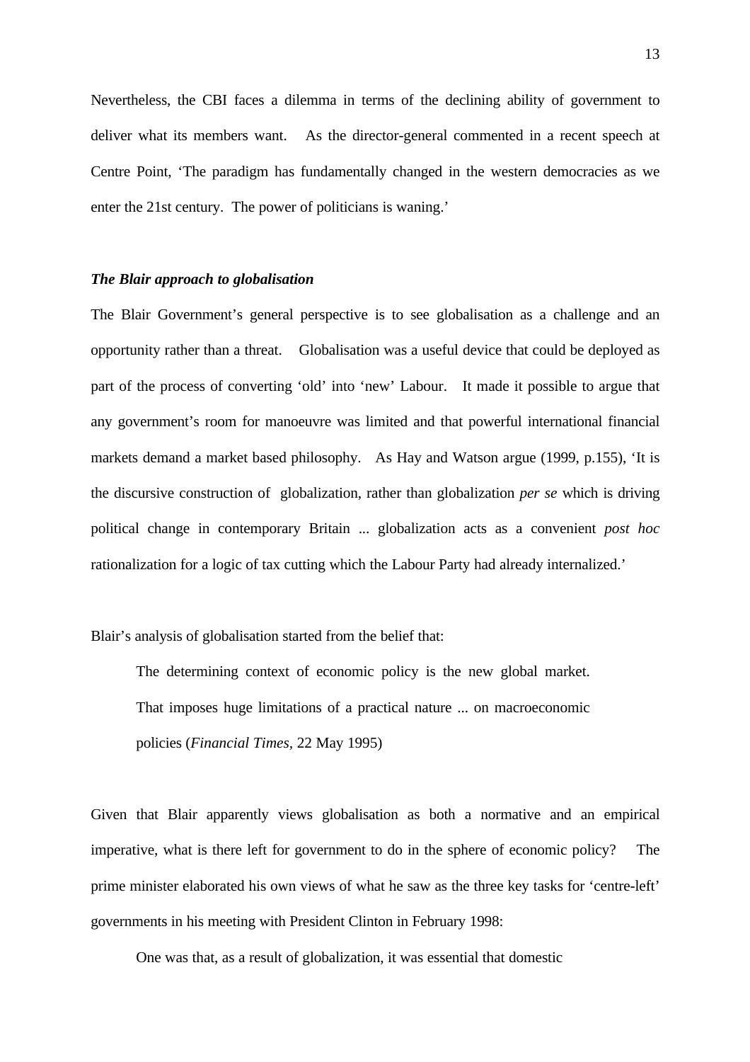Nevertheless, the CBI faces a dilemma in terms of the declining ability of government to deliver what its members want. As the director-general commented in a recent speech at Centre Point, 'The paradigm has fundamentally changed in the western democracies as we enter the 21st century. The power of politicians is waning.'

### *The Blair approach to globalisation*

The Blair Government's general perspective is to see globalisation as a challenge and an opportunity rather than a threat. Globalisation was a useful device that could be deployed as part of the process of converting 'old' into 'new' Labour. It made it possible to argue that any government's room for manoeuvre was limited and that powerful international financial markets demand a market based philosophy. As Hay and Watson argue (1999, p.155), 'It is the discursive construction of globalization, rather than globalization *per se* which is driving political change in contemporary Britain ... globalization acts as a convenient *post hoc* rationalization for a logic of tax cutting which the Labour Party had already internalized.'

Blair's analysis of globalisation started from the belief that:

> The determining context of economic policy is the new global market. That imposes huge limitations of a practical nature ... on macroeconomic policies (*Financial Times*, 22 May 1995)

Given that Blair apparently views globalisation as both a normative and an empirical imperative, what is there left for government to do in the sphere of economic policy? The prime minister elaborated his own views of what he saw as the three key tasks for 'centre-left' governments in his meeting with President Clinton in February 1998:

> One was that, as a result of globalization, it was essential that domestic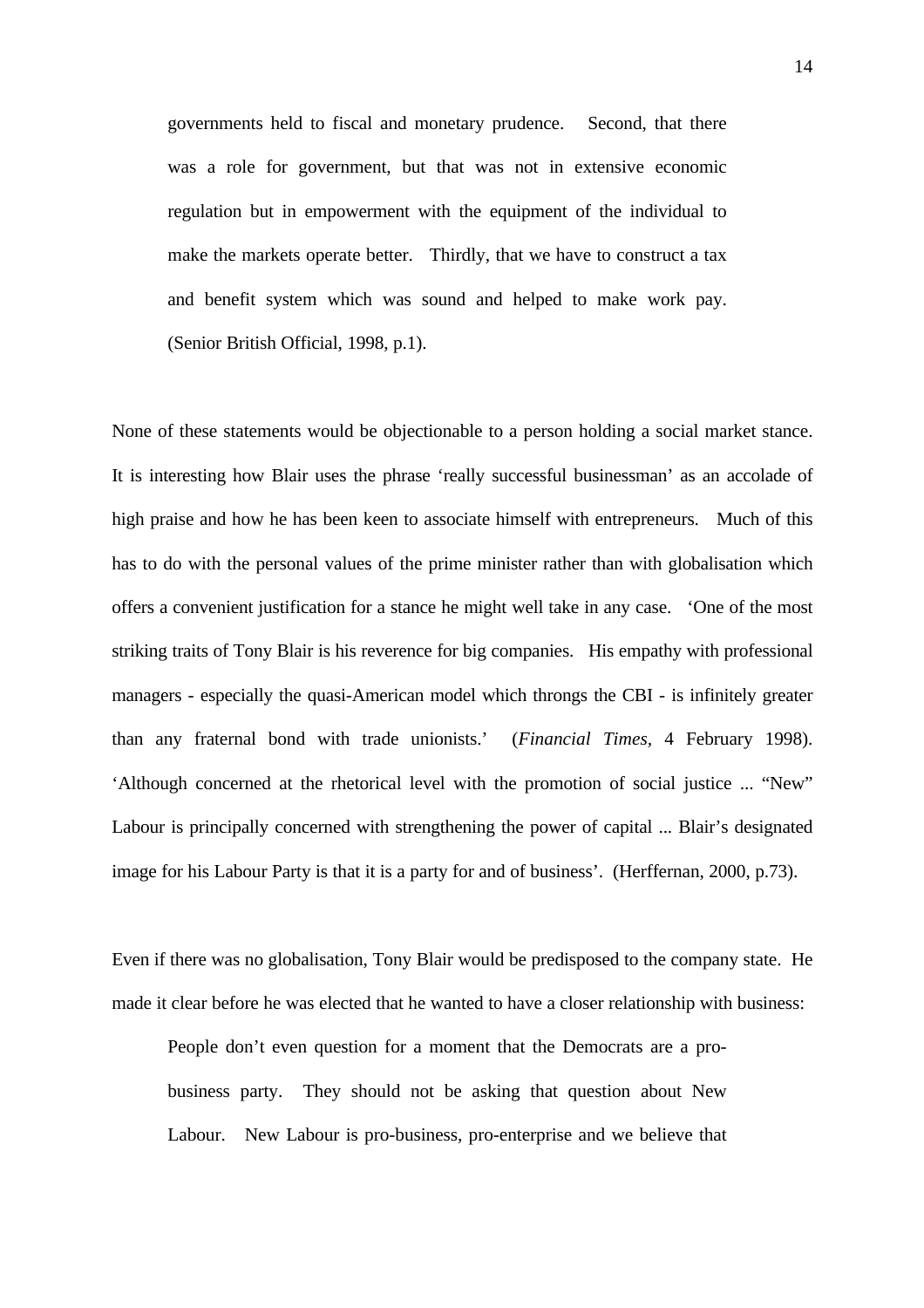> governments held to fiscal and monetary prudence. Second, that there was a role for government, but that was not in extensive economic regulation but in empowerment with the equipment of the individual to make the markets operate better. Thirdly, that we have to construct a tax and benefit system which was sound and helped to make work pay. (Senior British Official, 1998, p.1).

None of these statements would be objectionable to a person holding a social market stance. It is interesting how Blair uses the phrase 'really successful businessman' as an accolade of high praise and how he has been keen to associate himself with entrepreneurs. Much of this has to do with the personal values of the prime minister rather than with globalisation which offers a convenient justification for a stance he might well take in any case. 'One of the most striking traits of Tony Blair is his reverence for big companies. His empathy with professional managers - especially the quasi-American model which throngs the CBI - is infinitely greater than any fraternal bond with trade unionists.' (*Financial Times*, 4 February 1998). 'Although concerned at the rhetorical level with the promotion of social justice ... "New" Labour is principally concerned with strengthening the power of capital ... Blair's designated image for his Labour Party is that it is a party for and of business'. (Herffernan, 2000, p.73).

Even if there was no globalisation, Tony Blair would be predisposed to the company state. He made it clear before he was elected that he wanted to have a closer relationship with business:

> People don't even question for a moment that the Democrats are a pro-business party. They should not be asking that question about New Labour. New Labour is pro-business, pro-enterprise and we believe that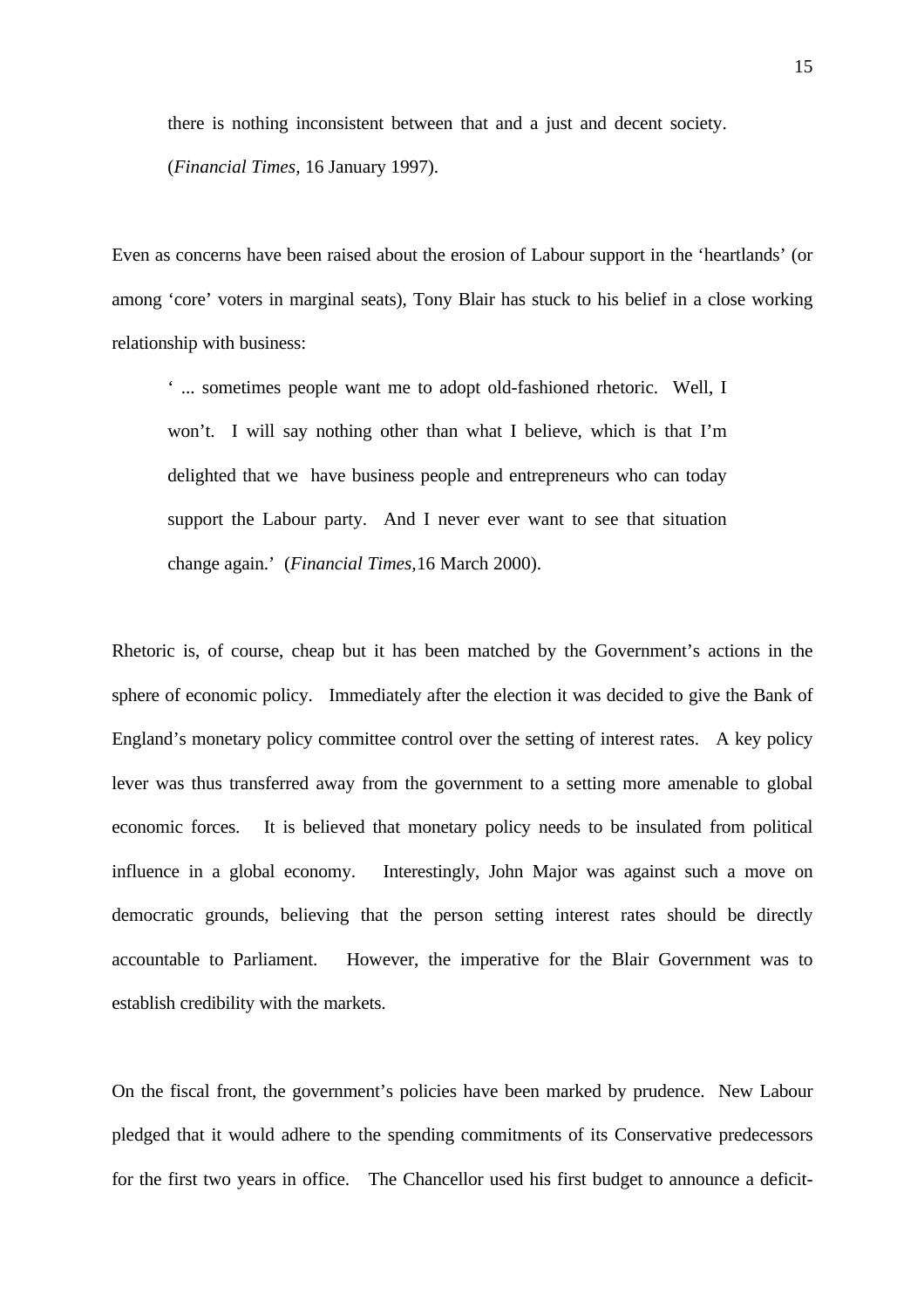> there is nothing inconsistent between that and a just and decent society. (*Financial Times*, 16 January 1997).

Even as concerns have been raised about the erosion of Labour support in the 'heartlands' (or among 'core' voters in marginal seats), Tony Blair has stuck to his belief in a close working relationship with business:

> ' ... sometimes people want me to adopt old-fashioned rhetoric. Well, I won't. I will say nothing other than what I believe, which is that I'm delighted that we have business people and entrepreneurs who can today support the Labour party. And I never ever want to see that situation change again.' (*Financial Times*,16 March 2000).

Rhetoric is, of course, cheap but it has been matched by the Government's actions in the sphere of economic policy. Immediately after the election it was decided to give the Bank of England's monetary policy committee control over the setting of interest rates. A key policy lever was thus transferred away from the government to a setting more amenable to global economic forces. It is believed that monetary policy needs to be insulated from political influence in a global economy. Interestingly, John Major was against such a move on democratic grounds, believing that the person setting interest rates should be directly accountable to Parliament. However, the imperative for the Blair Government was to establish credibility with the markets.

On the fiscal front, the government's policies have been marked by prudence. New Labour pledged that it would adhere to the spending commitments of its Conservative predecessors for the first two years in office. The Chancellor used his first budget to announce a deficit-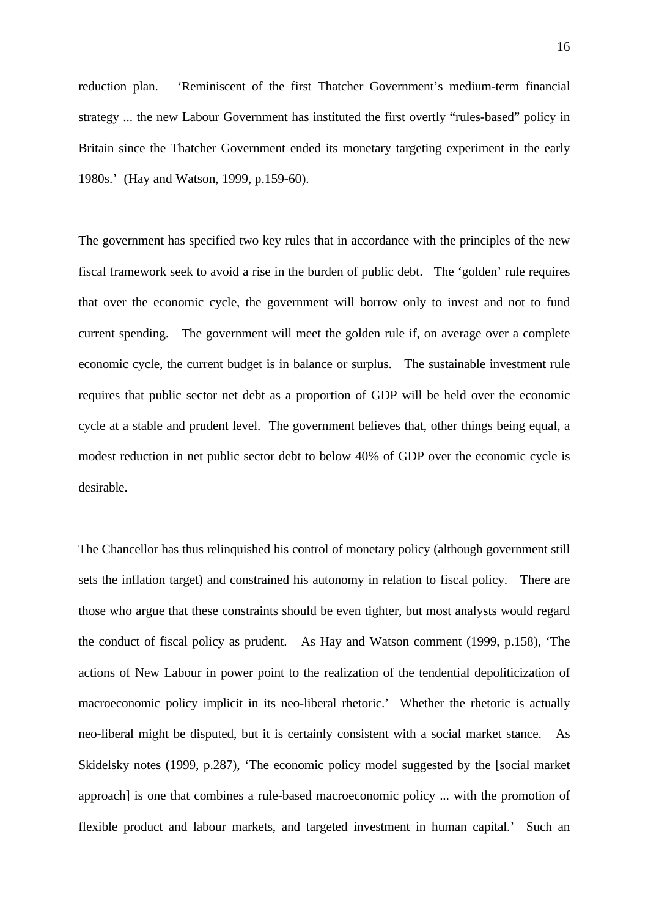reduction plan. 'Reminiscent of the first Thatcher Government's medium-term financial strategy ... the new Labour Government has instituted the first overtly "rules-based" policy in Britain since the Thatcher Government ended its monetary targeting experiment in the early 1980s.' (Hay and Watson, 1999, p.159-60).

The government has specified two key rules that in accordance with the principles of the new fiscal framework seek to avoid a rise in the burden of public debt. The 'golden' rule requires that over the economic cycle, the government will borrow only to invest and not to fund current spending. The government will meet the golden rule if, on average over a complete economic cycle, the current budget is in balance or surplus. The sustainable investment rule requires that public sector net debt as a proportion of GDP will be held over the economic cycle at a stable and prudent level. The government believes that, other things being equal, a modest reduction in net public sector debt to below 40% of GDP over the economic cycle is desirable.

The Chancellor has thus relinquished his control of monetary policy (although government still sets the inflation target) and constrained his autonomy in relation to fiscal policy. There are those who argue that these constraints should be even tighter, but most analysts would regard the conduct of fiscal policy as prudent. As Hay and Watson comment (1999, p.158), 'The actions of New Labour in power point to the realization of the tendential depoliticization of macroeconomic policy implicit in its neo-liberal rhetoric.' Whether the rhetoric is actually neo-liberal might be disputed, but it is certainly consistent with a social market stance. As Skidelsky notes (1999, p.287), 'The economic policy model suggested by the [social market approach] is one that combines a rule-based macroeconomic policy ... with the promotion of flexible product and labour markets, and targeted investment in human capital.' Such an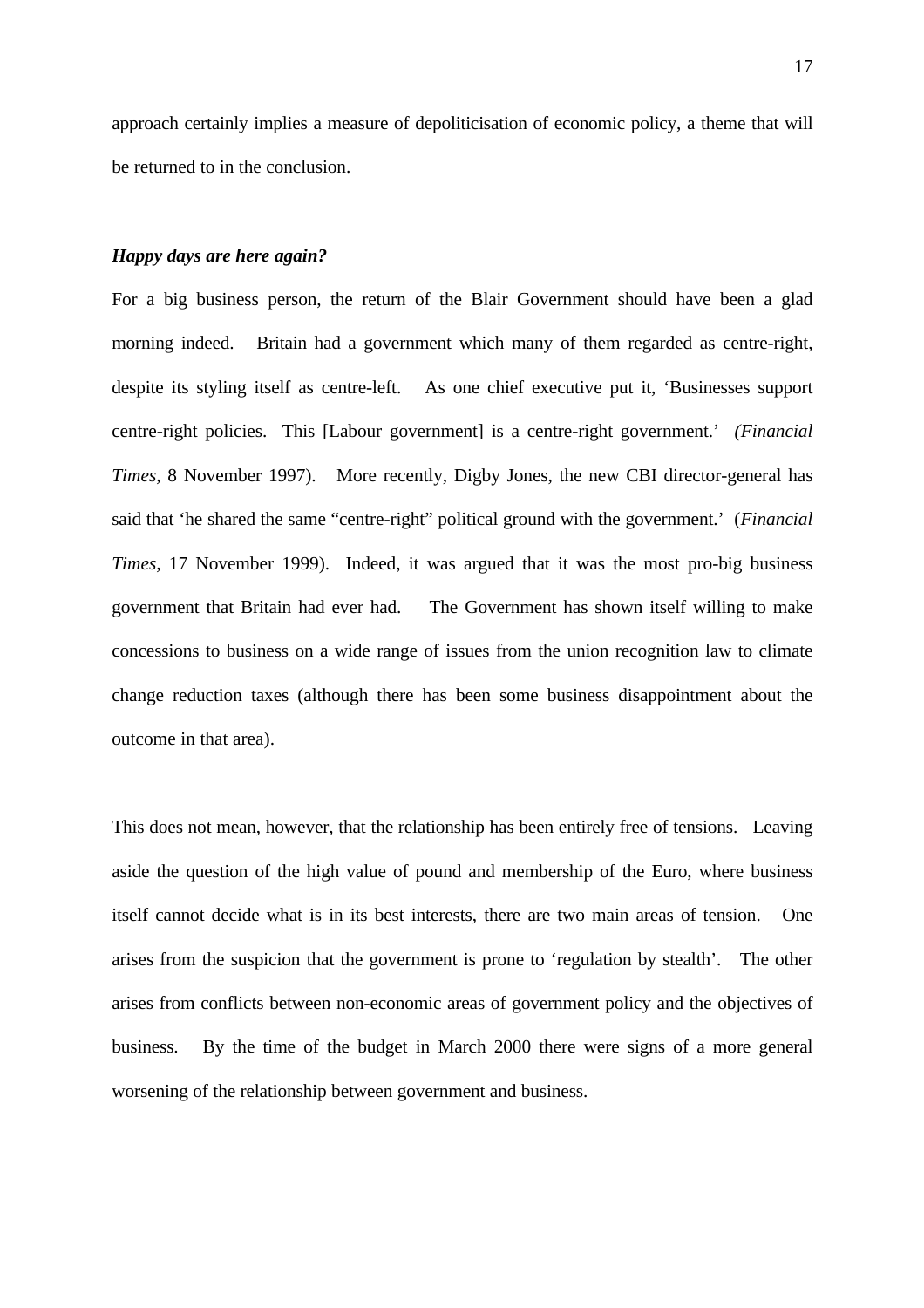approach certainly implies a measure of depoliticisation of economic policy, a theme that will be returned to in the conclusion.

### *Happy days are here again?*

For a big business person, the return of the Blair Government should have been a glad morning indeed. Britain had a government which many of them regarded as centre-right, despite its styling itself as centre-left. As one chief executive put it, 'Businesses support centre-right policies. This [Labour government] is a centre-right government.' *(Financial Times,* 8 November 1997). More recently, Digby Jones, the new CBI director-general has said that 'he shared the same "centre-right" political ground with the government.' (*Financial Times*, 17 November 1999). Indeed, it was argued that it was the most pro-big business government that Britain had ever had. The Government has shown itself willing to make concessions to business on a wide range of issues from the union recognition law to climate change reduction taxes (although there has been some business disappointment about the outcome in that area).

This does not mean, however, that the relationship has been entirely free of tensions. Leaving aside the question of the high value of pound and membership of the Euro, where business itself cannot decide what is in its best interests, there are two main areas of tension. One arises from the suspicion that the government is prone to 'regulation by stealth'. The other arises from conflicts between non-economic areas of government policy and the objectives of business. By the time of the budget in March 2000 there were signs of a more general worsening of the relationship between government and business.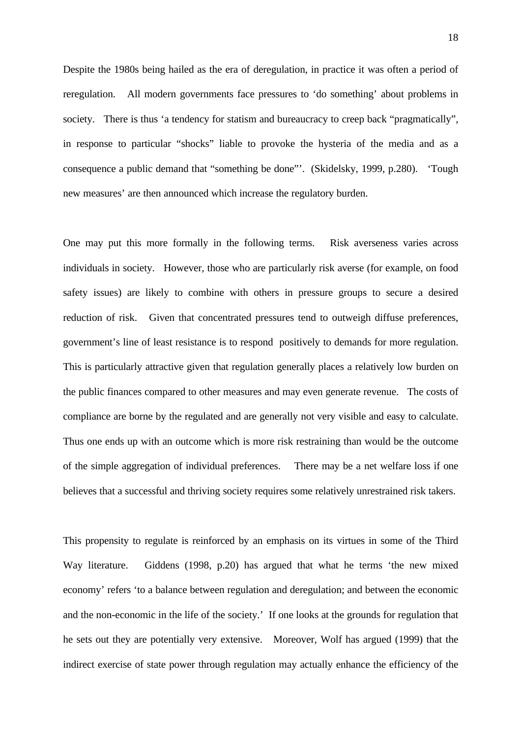Despite the 1980s being hailed as the era of deregulation, in practice it was often a period of reregulation. All modern governments face pressures to 'do something' about problems in society. There is thus 'a tendency for statism and bureaucracy to creep back "pragmatically", in response to particular "shocks" liable to provoke the hysteria of the media and as a consequence a public demand that "something be done"'. (Skidelsky, 1999, p.280). 'Tough new measures' are then announced which increase the regulatory burden.

One may put this more formally in the following terms. Risk averseness varies across individuals in society. However, those who are particularly risk averse (for example, on food safety issues) are likely to combine with others in pressure groups to secure a desired reduction of risk. Given that concentrated pressures tend to outweigh diffuse preferences, government's line of least resistance is to respond positively to demands for more regulation. This is particularly attractive given that regulation generally places a relatively low burden on the public finances compared to other measures and may even generate revenue. The costs of compliance are borne by the regulated and are generally not very visible and easy to calculate. Thus one ends up with an outcome which is more risk restraining than would be the outcome of the simple aggregation of individual preferences. There may be a net welfare loss if one believes that a successful and thriving society requires some relatively unrestrained risk takers.

This propensity to regulate is reinforced by an emphasis on its virtues in some of the Third Way literature. Giddens (1998, p.20) has argued that what he terms 'the new mixed economy' refers 'to a balance between regulation and deregulation; and between the economic and the non-economic in the life of the society.' If one looks at the grounds for regulation that he sets out they are potentially very extensive. Moreover, Wolf has argued (1999) that the indirect exercise of state power through regulation may actually enhance the efficiency of the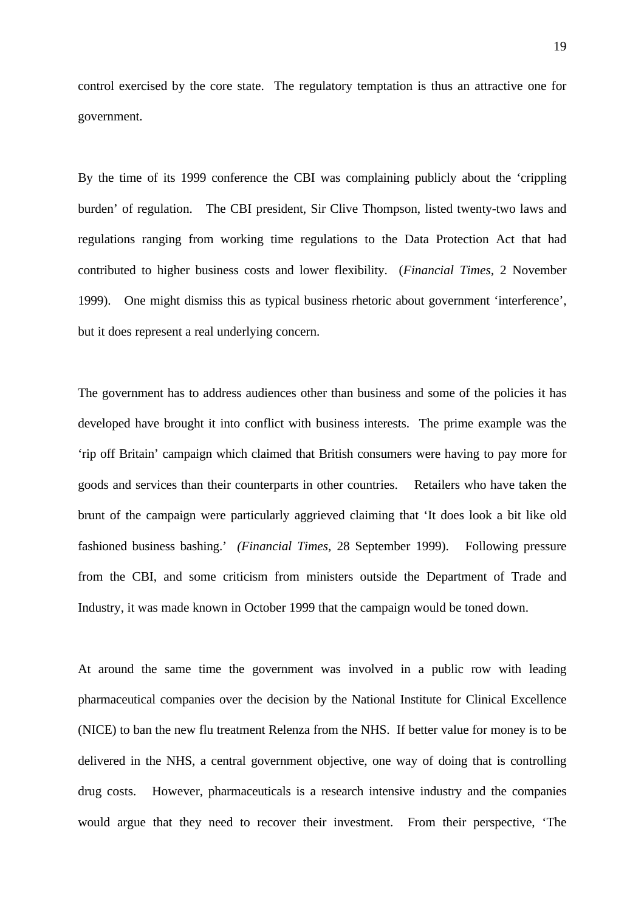control exercised by the core state. The regulatory temptation is thus an attractive one for government.

By the time of its 1999 conference the CBI was complaining publicly about the 'crippling burden' of regulation. The CBI president, Sir Clive Thompson, listed twenty-two laws and regulations ranging from working time regulations to the Data Protection Act that had contributed to higher business costs and lower flexibility. (*Financial Times*, 2 November 1999). One might dismiss this as typical business rhetoric about government 'interference', but it does represent a real underlying concern.

The government has to address audiences other than business and some of the policies it has developed have brought it into conflict with business interests. The prime example was the 'rip off Britain' campaign which claimed that British consumers were having to pay more for goods and services than their counterparts in other countries. Retailers who have taken the brunt of the campaign were particularly aggrieved claiming that 'It does look a bit like old fashioned business bashing.' (*Financial Times*, 28 September 1999). Following pressure from the CBI, and some criticism from ministers outside the Department of Trade and Industry, it was made known in October 1999 that the campaign would be toned down.

At around the same time the government was involved in a public row with leading pharmaceutical companies over the decision by the National Institute for Clinical Excellence (NICE) to ban the new flu treatment Relenza from the NHS. If better value for money is to be delivered in the NHS, a central government objective, one way of doing that is controlling drug costs. However, pharmaceuticals is a research intensive industry and the companies would argue that they need to recover their investment. From their perspective, 'The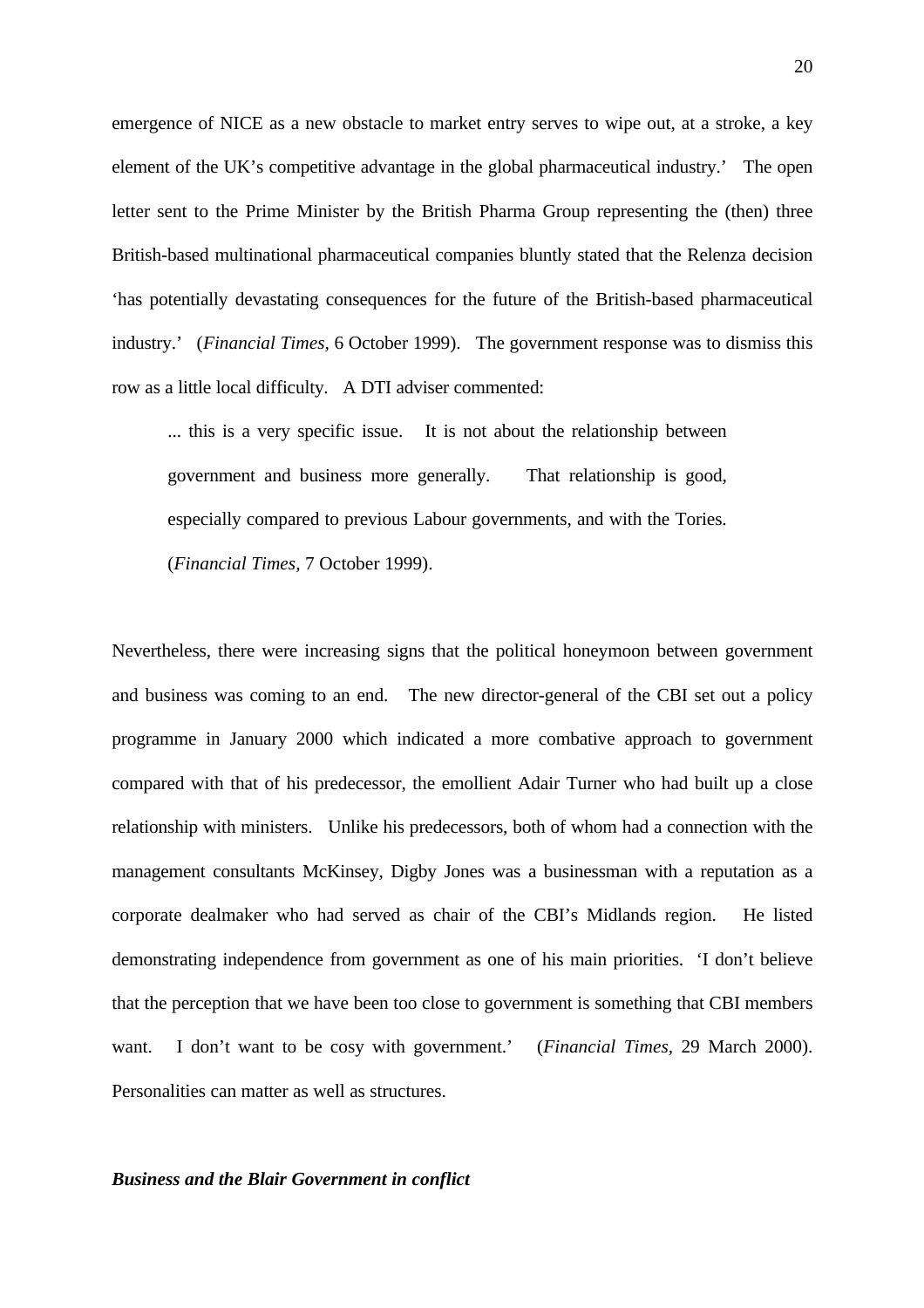emergence of NICE as a new obstacle to market entry serves to wipe out, at a stroke, a key element of the UK's competitive advantage in the global pharmaceutical industry.' The open letter sent to the Prime Minister by the British Pharma Group representing the (then) three British-based multinational pharmaceutical companies bluntly stated that the Relenza decision 'has potentially devastating consequences for the future of the British-based pharmaceutical industry.' (*Financial Times*, 6 October 1999). The government response was to dismiss this row as a little local difficulty. A DTI adviser commented:

> ... this is a very specific issue. It is not about the relationship between government and business more generally. That relationship is good, especially compared to previous Labour governments, and with the Tories. (*Financial Times*, 7 October 1999).

Nevertheless, there were increasing signs that the political honeymoon between government and business was coming to an end. The new director-general of the CBI set out a policy programme in January 2000 which indicated a more combative approach to government compared with that of his predecessor, the emollient Adair Turner who had built up a close relationship with ministers. Unlike his predecessors, both of whom had a connection with the management consultants McKinsey, Digby Jones was a businessman with a reputation as a corporate dealmaker who had served as chair of the CBI's Midlands region. He listed demonstrating independence from government as one of his main priorities. 'I don't believe that the perception that we have been too close to government is something that CBI members want. I don't want to be cosy with government.' (*Financial Times*, 29 March 2000). Personalities can matter as well as structures.

### *Business and the Blair Government in conflict*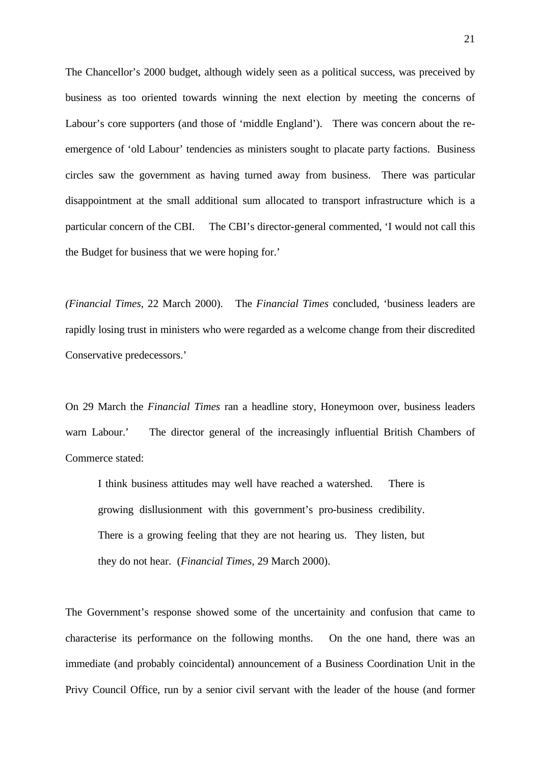The Chancellor's 2000 budget, although widely seen as a political success, was preceived by business as too oriented towards winning the next election by meeting the concerns of Labour's core supporters (and those of 'middle England'). There was concern about the re-emergence of 'old Labour' tendencies as ministers sought to placate party factions. Business circles saw the government as having turned away from business. There was particular disappointment at the small additional sum allocated to transport infrastructure which is a particular concern of the CBI. The CBI's director-general commented, 'I would not call this the Budget for business that we were hoping for.'

*(Financial Times*, 22 March 2000). The *Financial Times* concluded, 'business leaders are rapidly losing trust in ministers who were regarded as a welcome change from their discredited Conservative predecessors.'

On 29 March the *Financial Times* ran a headline story, Honeymoon over, business leaders warn Labour.' The director general of the increasingly influential British Chambers of Commerce stated:

> I think business attitudes may well have reached a watershed. There is growing disllusionment with this government's pro-business credibility. There is a growing feeling that they are not hearing us. They listen, but they do not hear. (*Financial Times,* 29 March 2000).

The Government's response showed some of the uncertainity and confusion that came to characterise its performance on the following months. On the one hand, there was an immediate (and probably coincidental) announcement of a Business Coordination Unit in the Privy Council Office, run by a senior civil servant with the leader of the house (and former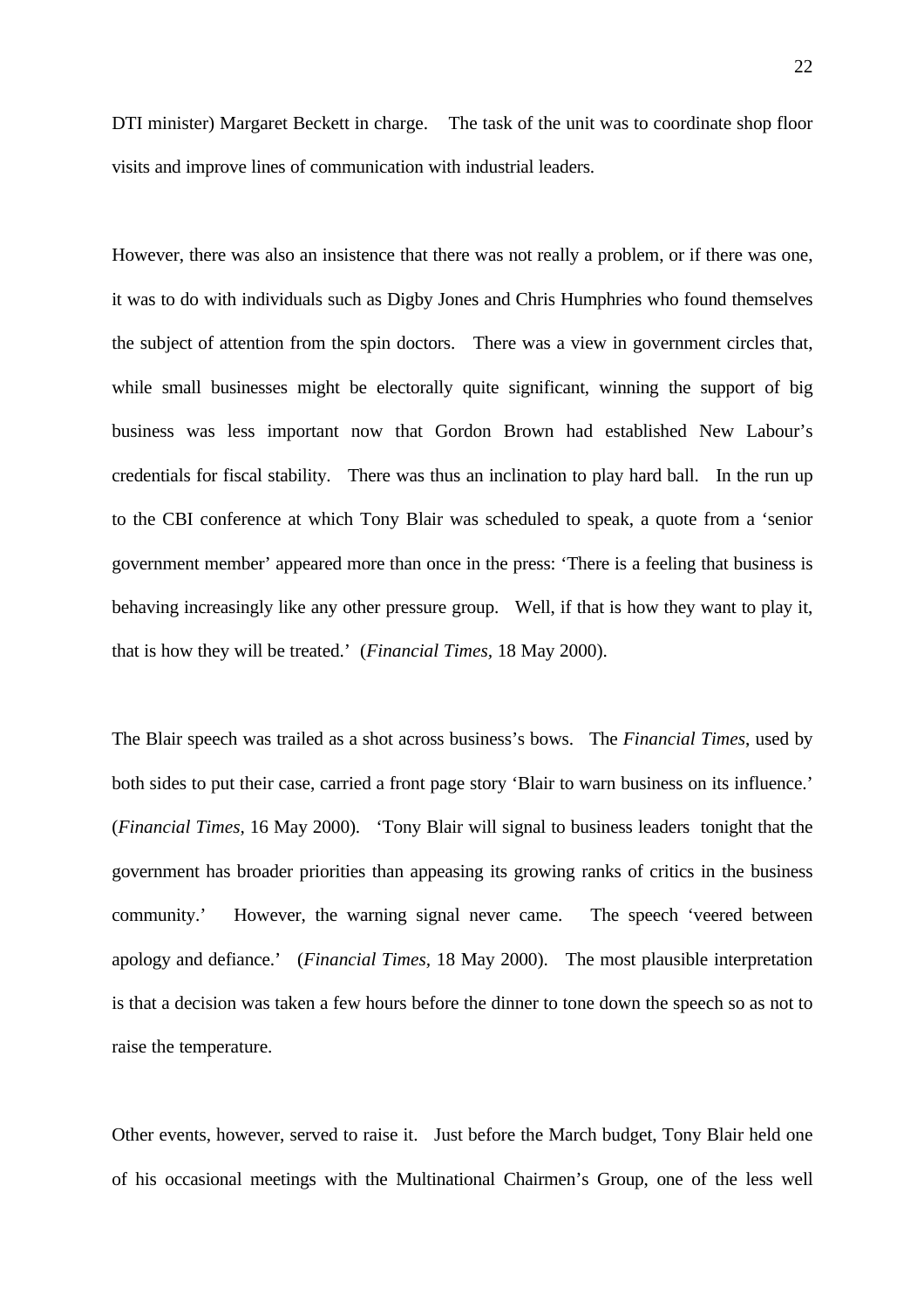DTI minister) Margaret Beckett in charge. The task of the unit was to coordinate shop floor visits and improve lines of communication with industrial leaders.

However, there was also an insistence that there was not really a problem, or if there was one, it was to do with individuals such as Digby Jones and Chris Humphries who found themselves the subject of attention from the spin doctors. There was a view in government circles that, while small businesses might be electorally quite significant, winning the support of big business was less important now that Gordon Brown had established New Labour's credentials for fiscal stability. There was thus an inclination to play hard ball. In the run up to the CBI conference at which Tony Blair was scheduled to speak, a quote from a 'senior government member' appeared more than once in the press: 'There is a feeling that business is behaving increasingly like any other pressure group. Well, if that is how they want to play it, that is how they will be treated.' (*Financial Times*, 18 May 2000).

The Blair speech was trailed as a shot across business's bows. The *Financial Times*, used by both sides to put their case, carried a front page story 'Blair to warn business on its influence.' (*Financial Times*, 16 May 2000). 'Tony Blair will signal to business leaders tonight that the government has broader priorities than appeasing its growing ranks of critics in the business community.' However, the warning signal never came. The speech 'veered between apology and defiance.' (*Financial Times*, 18 May 2000). The most plausible interpretation is that a decision was taken a few hours before the dinner to tone down the speech so as not to raise the temperature.

Other events, however, served to raise it. Just before the March budget, Tony Blair held one of his occasional meetings with the Multinational Chairmen's Group, one of the less well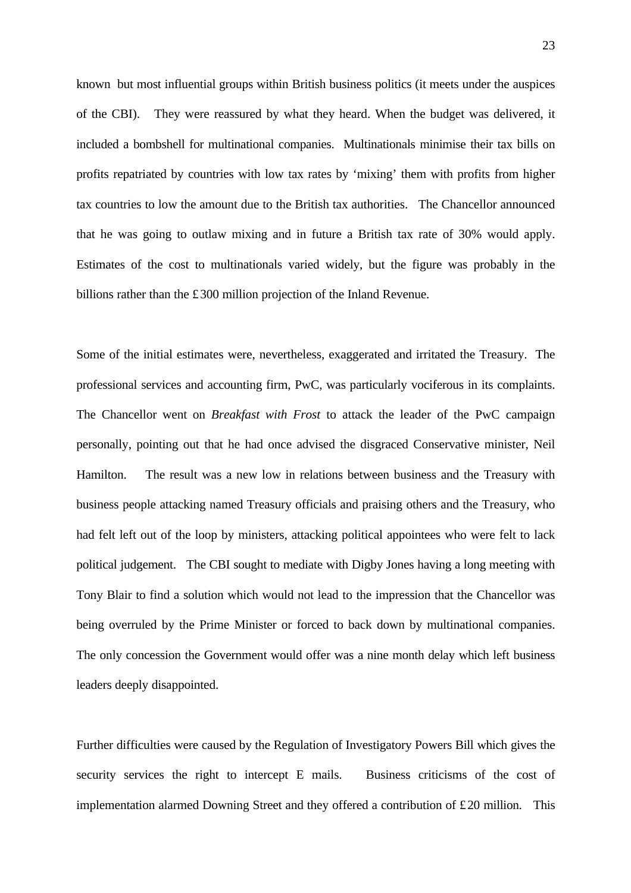known but most influential groups within British business politics (it meets under the auspices of the CBI). They were reassured by what they heard. When the budget was delivered, it included a bombshell for multinational companies. Multinationals minimise their tax bills on profits repatriated by countries with low tax rates by 'mixing' them with profits from higher tax countries to low the amount due to the British tax authorities. The Chancellor announced that he was going to outlaw mixing and in future a British tax rate of 30% would apply. Estimates of the cost to multinationals varied widely, but the figure was probably in the billions rather than the £300 million projection of the Inland Revenue.

Some of the initial estimates were, nevertheless, exaggerated and irritated the Treasury. The professional services and accounting firm, PwC, was particularly vociferous in its complaints. The Chancellor went on *Breakfast with Frost* to attack the leader of the PwC campaign personally, pointing out that he had once advised the disgraced Conservative minister, Neil Hamilton. The result was a new low in relations between business and the Treasury with business people attacking named Treasury officials and praising others and the Treasury, who had felt left out of the loop by ministers, attacking political appointees who were felt to lack political judgement. The CBI sought to mediate with Digby Jones having a long meeting with Tony Blair to find a solution which would not lead to the impression that the Chancellor was being overruled by the Prime Minister or forced to back down by multinational companies. The only concession the Government would offer was a nine month delay which left business leaders deeply disappointed.

Further difficulties were caused by the Regulation of Investigatory Powers Bill which gives the security services the right to intercept E mails. Business criticisms of the cost of implementation alarmed Downing Street and they offered a contribution of £20 million. This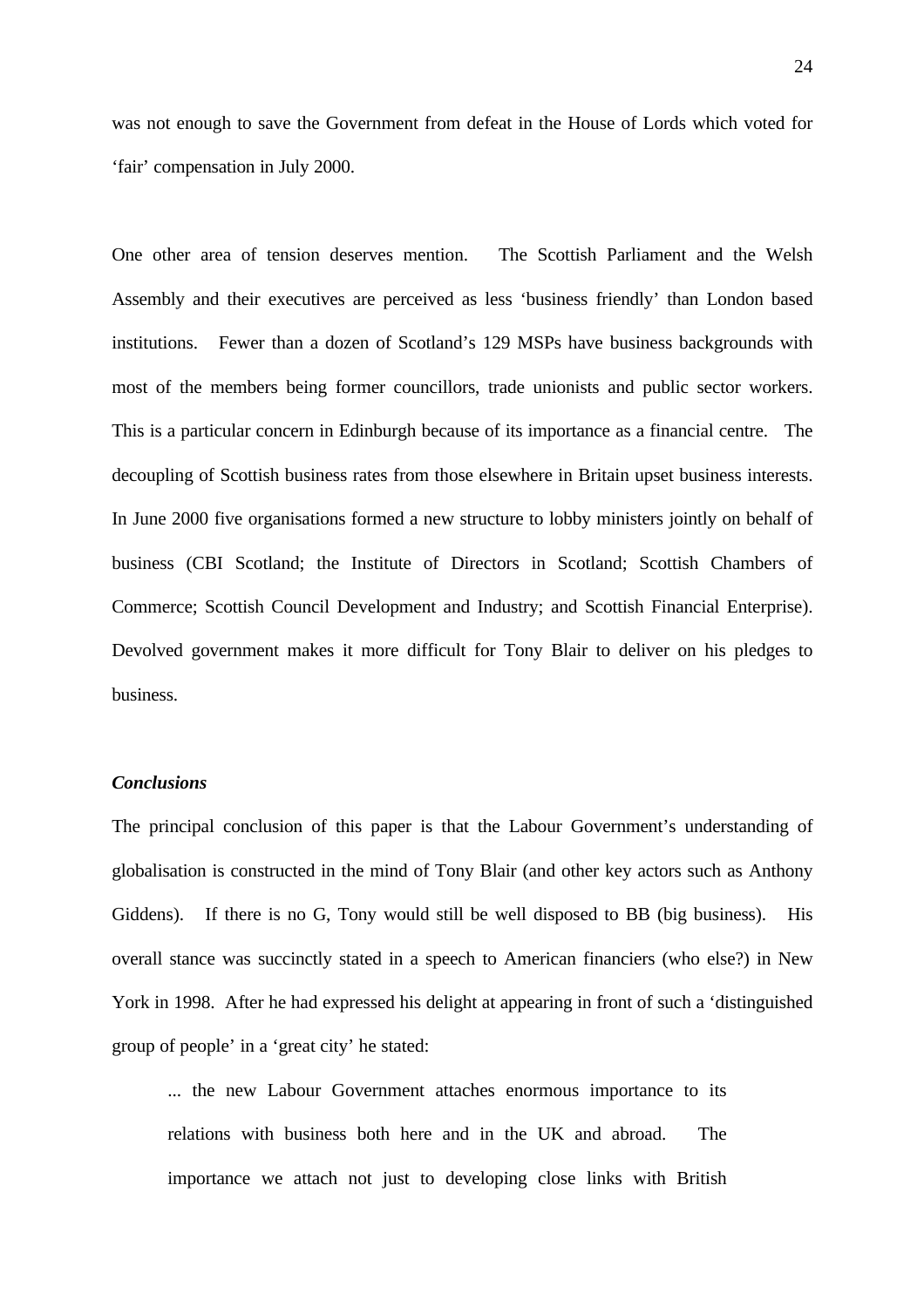was not enough to save the Government from defeat in the House of Lords which voted for 'fair' compensation in July 2000.

One other area of tension deserves mention. The Scottish Parliament and the Welsh Assembly and their executives are perceived as less 'business friendly' than London based institutions. Fewer than a dozen of Scotland's 129 MSPs have business backgrounds with most of the members being former councillors, trade unionists and public sector workers. This is a particular concern in Edinburgh because of its importance as a financial centre. The decoupling of Scottish business rates from those elsewhere in Britain upset business interests. In June 2000 five organisations formed a new structure to lobby ministers jointly on behalf of business (CBI Scotland; the Institute of Directors in Scotland; Scottish Chambers of Commerce; Scottish Council Development and Industry; and Scottish Financial Enterprise). Devolved government makes it more difficult for Tony Blair to deliver on his pledges to business.

***Conclusions***

The principal conclusion of this paper is that the Labour Government's understanding of globalisation is constructed in the mind of Tony Blair (and other key actors such as Anthony Giddens). If there is no G, Tony would still be well disposed to BB (big business). His overall stance was succinctly stated in a speech to American financiers (who else?) in New York in 1998. After he had expressed his delight at appearing in front of such a 'distinguished group of people' in a 'great city' he stated:

> ... the new Labour Government attaches enormous importance to its relations with business both here and in the UK and abroad. The importance we attach not just to developing close links with British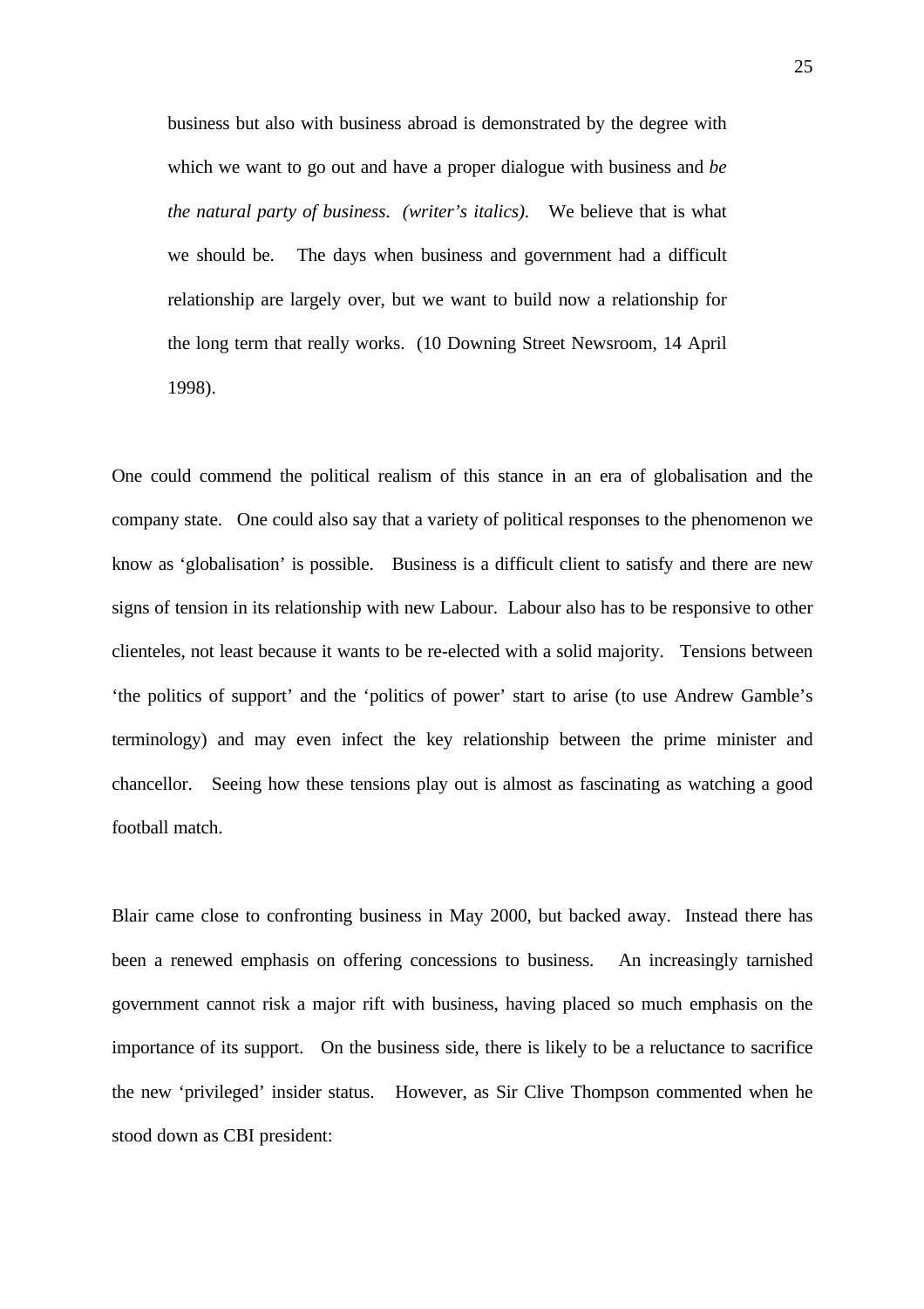> business but also with business abroad is demonstrated by the degree with which we want to go out and have a proper dialogue with business and *be the natural party of business. (writer's italics).* We believe that is what we should be. The days when business and government had a difficult relationship are largely over, but we want to build now a relationship for the long term that really works. (10 Downing Street Newsroom, 14 April 1998).

One could commend the political realism of this stance in an era of globalisation and the company state. One could also say that a variety of political responses to the phenomenon we know as 'globalisation' is possible. Business is a difficult client to satisfy and there are new signs of tension in its relationship with new Labour. Labour also has to be responsive to other clienteles, not least because it wants to be re-elected with a solid majority. Tensions between 'the politics of support' and the 'politics of power' start to arise (to use Andrew Gamble's terminology) and may even infect the key relationship between the prime minister and chancellor. Seeing how these tensions play out is almost as fascinating as watching a good football match.

Blair came close to confronting business in May 2000, but backed away. Instead there has been a renewed emphasis on offering concessions to business. An increasingly tarnished government cannot risk a major rift with business, having placed so much emphasis on the importance of its support. On the business side, there is likely to be a reluctance to sacrifice the new 'privileged' insider status. However, as Sir Clive Thompson commented when he stood down as CBI president: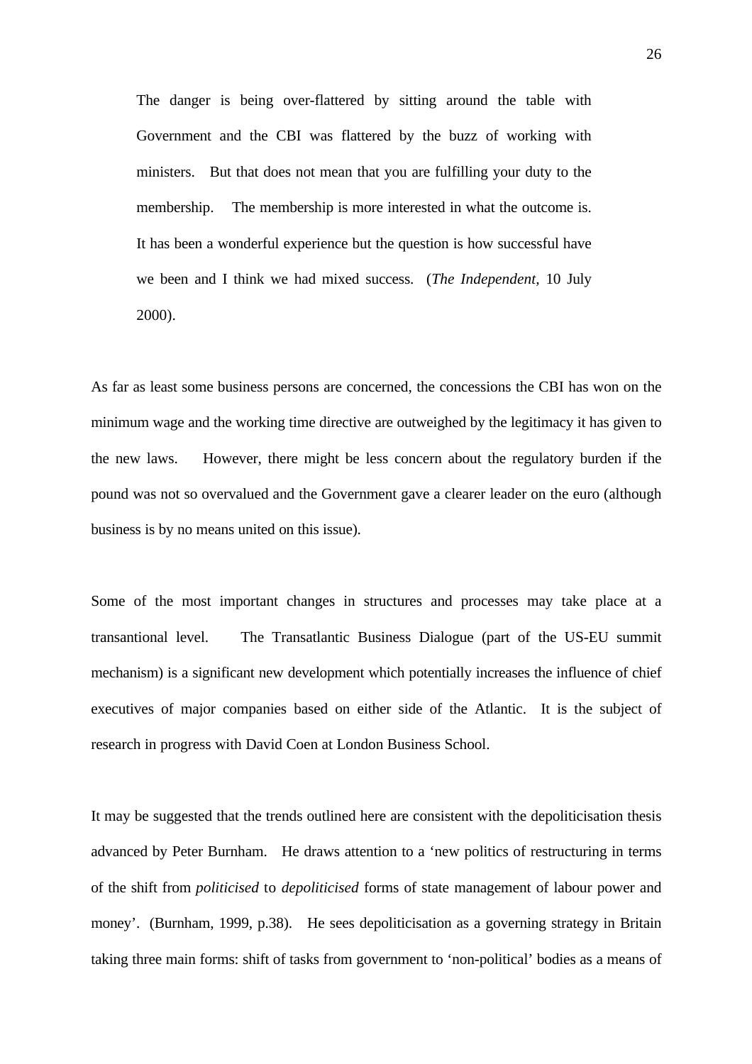> The danger is being over-flattered by sitting around the table with Government and the CBI was flattered by the buzz of working with ministers. But that does not mean that you are fulfilling your duty to the membership. The membership is more interested in what the outcome is. It has been a wonderful experience but the question is how successful have we been and I think we had mixed success. (*The Independent*, 10 July 2000).

As far as least some business persons are concerned, the concessions the CBI has won on the minimum wage and the working time directive are outweighed by the legitimacy it has given to the new laws. However, there might be less concern about the regulatory burden if the pound was not so overvalued and the Government gave a clearer leader on the euro (although business is by no means united on this issue).

Some of the most important changes in structures and processes may take place at a transantional level. The Transatlantic Business Dialogue (part of the US-EU summit mechanism) is a significant new development which potentially increases the influence of chief executives of major companies based on either side of the Atlantic. It is the subject of research in progress with David Coen at London Business School.

It may be suggested that the trends outlined here are consistent with the depoliticisation thesis advanced by Peter Burnham. He draws attention to a 'new politics of restructuring in terms of the shift from *politicised* to *depoliticised* forms of state management of labour power and money'. (Burnham, 1999, p.38). He sees depoliticisation as a governing strategy in Britain taking three main forms: shift of tasks from government to 'non-political' bodies as a means of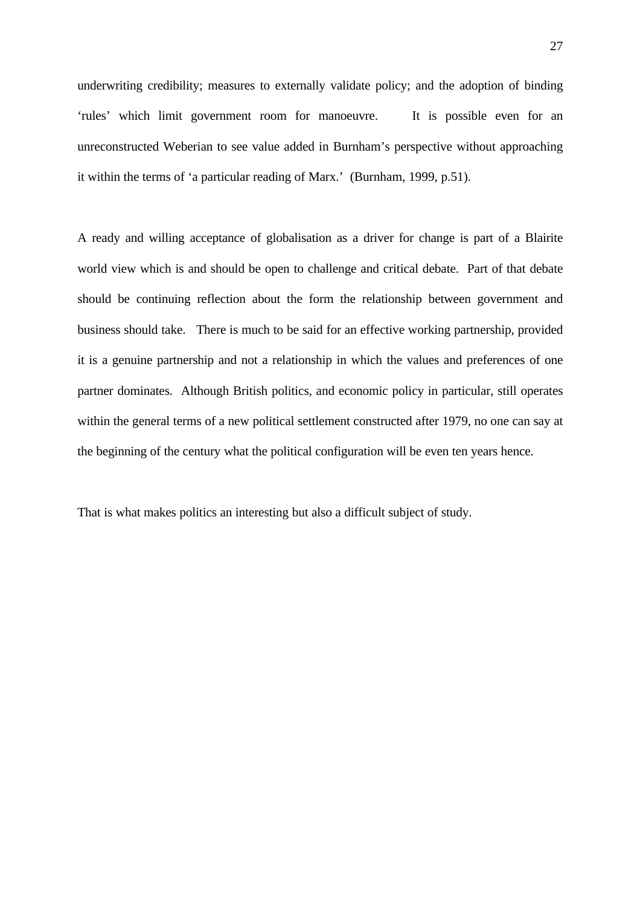underwriting credibility; measures to externally validate policy; and the adoption of binding 'rules' which limit government room for manoeuvre. It is possible even for an unreconstructed Weberian to see value added in Burnham's perspective without approaching it within the terms of 'a particular reading of Marx.' (Burnham, 1999, p.51).

A ready and willing acceptance of globalisation as a driver for change is part of a Blairite world view which is and should be open to challenge and critical debate. Part of that debate should be continuing reflection about the form the relationship between government and business should take. There is much to be said for an effective working partnership, provided it is a genuine partnership and not a relationship in which the values and preferences of one partner dominates. Although British politics, and economic policy in particular, still operates within the general terms of a new political settlement constructed after 1979, no one can say at the beginning of the century what the political configuration will be even ten years hence.

That is what makes politics an interesting but also a difficult subject of study.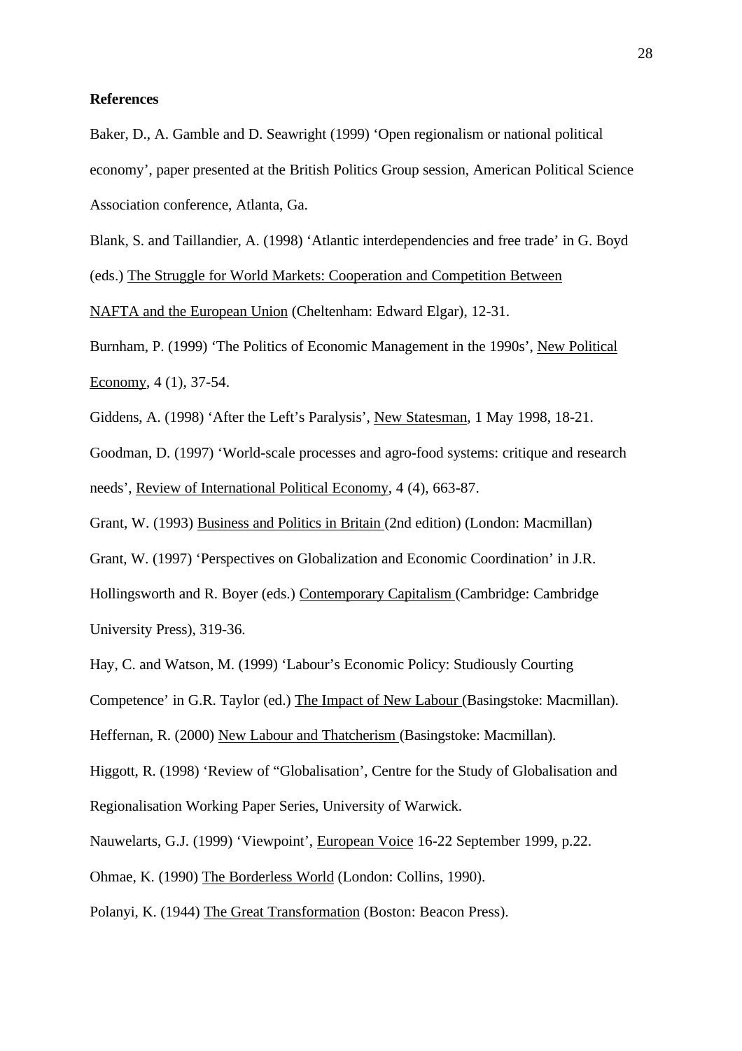## References

Baker, D., A. Gamble and D. Seawright (1999) 'Open regionalism or national political economy', paper presented at the British Politics Group session, American Political Science Association conference, Atlanta, Ga.

Blank, S. and Taillandier, A. (1998) 'Atlantic interdependencies and free trade' in G. Boyd (eds.) The Struggle for World Markets: Cooperation and Competition Between NAFTA and the European Union (Cheltenham: Edward Elgar), 12-31.

Burnham, P. (1999) 'The Politics of Economic Management in the 1990s', New Political Economy, 4 (1), 37-54.

Giddens, A. (1998) 'After the Left's Paralysis', New Statesman, 1 May 1998, 18-21.

Goodman, D. (1997) 'World-scale processes and agro-food systems: critique and research needs', Review of International Political Economy, 4 (4), 663-87.

Grant, W. (1993) Business and Politics in Britain (2nd edition) (London: Macmillan)

Grant, W. (1997) 'Perspectives on Globalization and Economic Coordination' in J.R. Hollingsworth and R. Boyer (eds.) Contemporary Capitalism (Cambridge: Cambridge University Press), 319-36.

Hay, C. and Watson, M. (1999) 'Labour's Economic Policy: Studiously Courting Competence' in G.R. Taylor (ed.) The Impact of New Labour (Basingstoke: Macmillan).

Heffernan, R. (2000) New Labour and Thatcherism (Basingstoke: Macmillan).

Higgott, R. (1998) 'Review of "Globalisation', Centre for the Study of Globalisation and Regionalisation Working Paper Series, University of Warwick.

Nauwelarts, G.J. (1999) 'Viewpoint', European Voice 16-22 September 1999, p.22.

Ohmae, K. (1990) The Borderless World (London: Collins, 1990).

Polanyi, K. (1944) The Great Transformation (Boston: Beacon Press).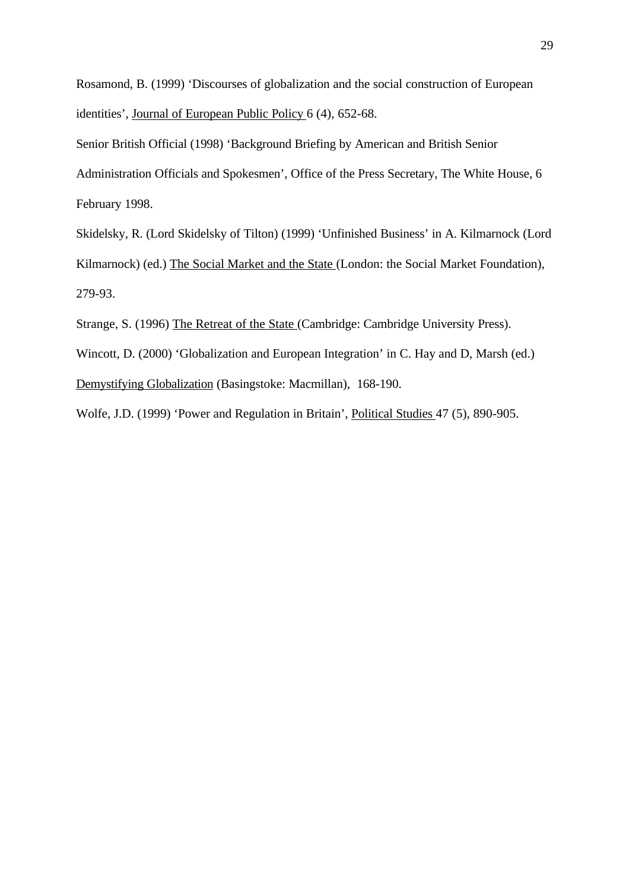Rosamond, B. (1999) 'Discourses of globalization and the social construction of European identities', Journal of European Public Policy 6 (4), 652-68.

Senior British Official (1998) 'Background Briefing by American and British Senior Administration Officials and Spokesmen', Office of the Press Secretary, The White House, 6 February 1998.

Skidelsky, R. (Lord Skidelsky of Tilton) (1999) 'Unfinished Business' in A. Kilmarnock (Lord Kilmarnock) (ed.) The Social Market and the State (London: the Social Market Foundation), 279-93.

Strange, S. (1996) The Retreat of the State (Cambridge: Cambridge University Press).

Wincott, D. (2000) 'Globalization and European Integration' in C. Hay and D, Marsh (ed.) Demystifying Globalization (Basingstoke: Macmillan), 168-190.

Wolfe, J.D. (1999) 'Power and Regulation in Britain', Political Studies 47 (5), 890-905.